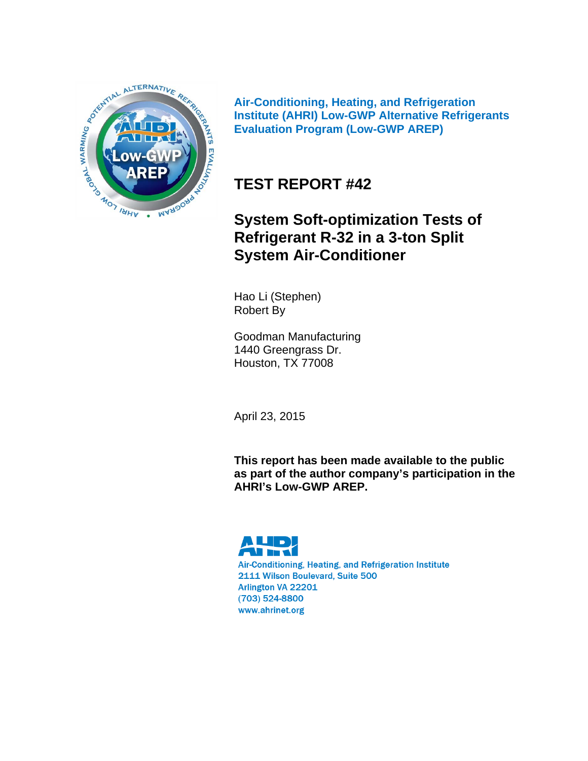**Air-Conditioning, Heating, and Refrigeration Institute (AHRI) Low-GWP Alternative Refrigerants Evaluation Program (Low-GWP AREP)**

# TEST REPORT #42

# System Soft-optimization Tests of Refrigerant R-32 in a 3-ton Split System Air-Conditioner

Hao Li (Stephen)
Robert By

Goodman Manufacturing
1440 Greengrass Dr.
Houston, TX 77008

April 23, 2015

**This report has been made available to the public as part of the author company's participation in the AHRI's Low-GWP AREP.**

Air-Conditioning, Heating, and Refrigeration Institute
2111 Wilson Boulevard, Suite 500
Arlington VA 22201
(703) 524-8800
www.ahrinet.org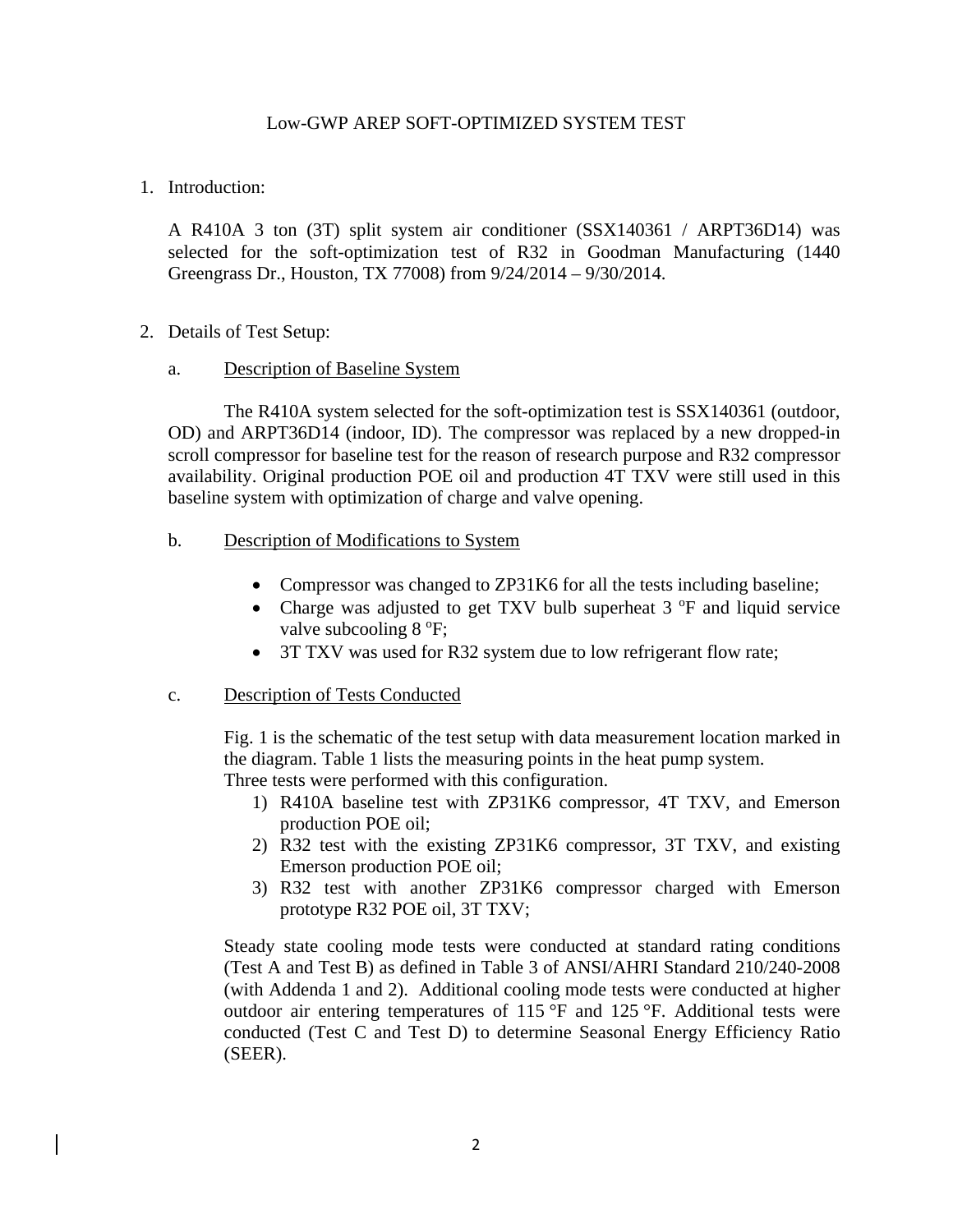# Low-GWP AREP SOFT-OPTIMIZED SYSTEM TEST

1. Introduction:

   A R410A 3 ton (3T) split system air conditioner (SSX140361 / ARPT36D14) was selected for the soft-optimization test of R32 in Goodman Manufacturing (1440 Greengrass Dr., Houston, TX 77008) from 9/24/2014 – 9/30/2014.

2. Details of Test Setup:

   a. Description of Baseline System

      The R410A system selected for the soft-optimization test is SSX140361 (outdoor, OD) and ARPT36D14 (indoor, ID). The compressor was replaced by a new dropped-in scroll compressor for baseline test for the reason of research purpose and R32 compressor availability. Original production POE oil and production 4T TXV were still used in this baseline system with optimization of charge and valve opening.

   b. Description of Modifications to System

      - Compressor was changed to ZP31K6 for all the tests including baseline;
      - Charge was adjusted to get TXV bulb superheat 3 $^{o}$F and liquid service valve subcooling 8 $^{o}$F;
      - 3T TXV was used for R32 system due to low refrigerant flow rate;

   c. Description of Tests Conducted

      Fig. 1 is the schematic of the test setup with data measurement location marked in the diagram. Table 1 lists the measuring points in the heat pump system.
      Three tests were performed with this configuration.

      1) R410A baseline test with ZP31K6 compressor, 4T TXV, and Emerson production POE oil;
      2) R32 test with the existing ZP31K6 compressor, 3T TXV, and existing Emerson production POE oil;
      3) R32 test with another ZP31K6 compressor charged with Emerson prototype R32 POE oil, 3T TXV;

      Steady state cooling mode tests were conducted at standard rating conditions (Test A and Test B) as defined in Table 3 of ANSI/AHRI Standard 210/240-2008 (with Addenda 1 and 2). Additional cooling mode tests were conducted at higher outdoor air entering temperatures of 115 °F and 125 °F. Additional tests were conducted (Test C and Test D) to determine Seasonal Energy Efficiency Ratio (SEER).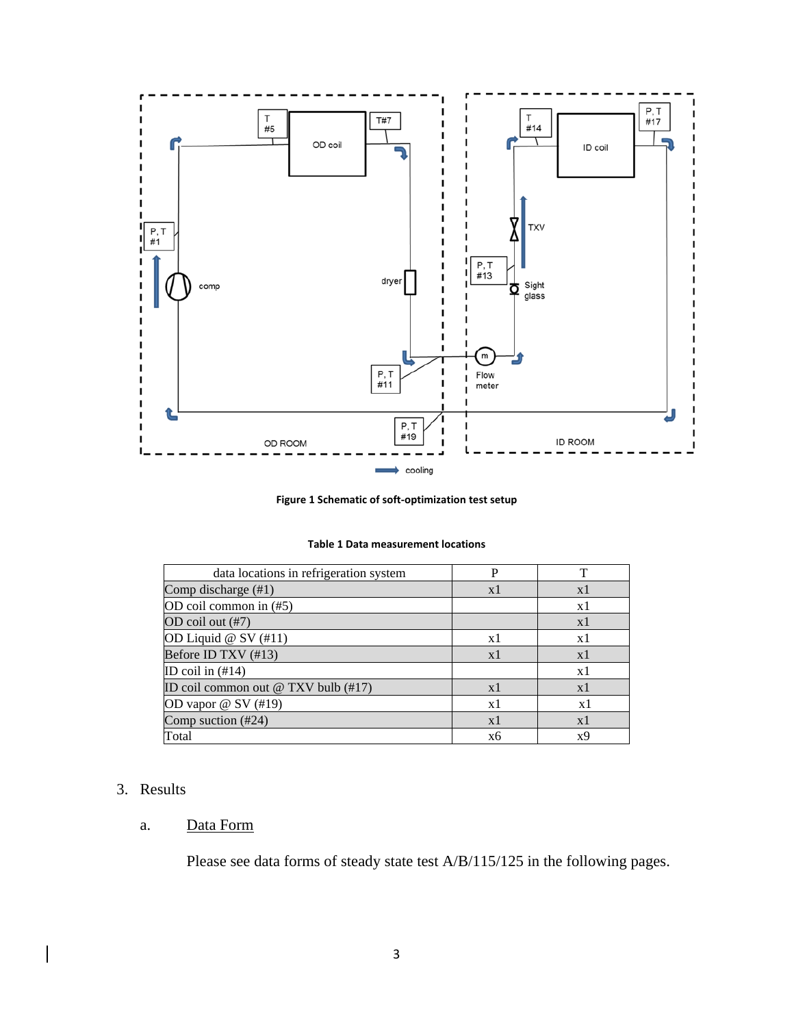Figure 1 Schematic of soft-optimization test setup

**Table 1 Data measurement locations**

| data locations in refrigeration system | P | T |
|---|---|---|
| Comp discharge (#1) | x1 | x1 |
| OD coil common in (#5) | | x1 |
| OD coil out (#7) | | x1 |
| OD Liquid @ SV (#11) | x1 | x1 |
| Before ID TXV (#13) | x1 | x1 |
| ID coil in (#14) | | x1 |
| ID coil common out @ TXV bulb (#17) | x1 | x1 |
| OD vapor @ SV (#19) | x1 | x1 |
| Comp suction (#24) | x1 | x1 |
| Total | x6 | x9 |

3. Results

   a. Data Form

   Please see data forms of steady state test A/B/115/125 in the following pages.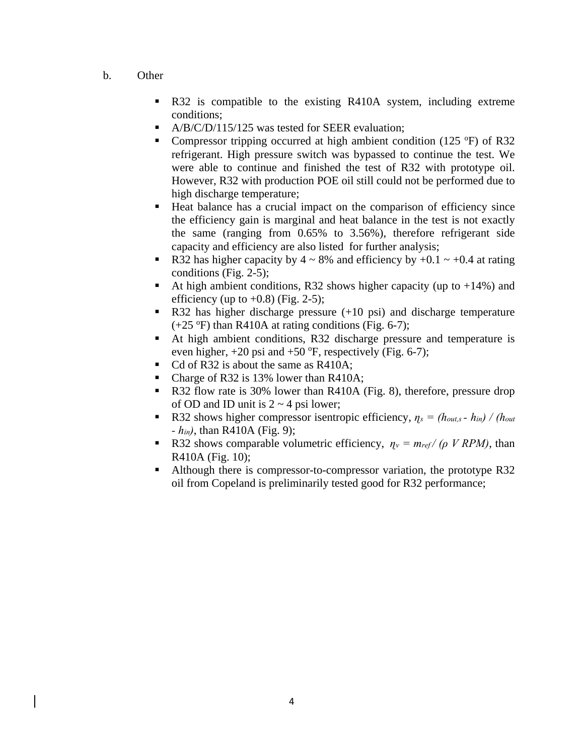b. Other

- R32 is compatible to the existing R410A system, including extreme conditions;
- A/B/C/D/115/125 was tested for SEER evaluation;
- Compressor tripping occurred at high ambient condition (125 $^oF$) of R32 refrigerant. High pressure switch was bypassed to continue the test. We were able to continue and finished the test of R32 with prototype oil. However, R32 with production POE oil still could not be performed due to high discharge temperature;
- Heat balance has a crucial impact on the comparison of efficiency since the efficiency gain is marginal and heat balance in the test is not exactly the same (ranging from 0.65% to 3.56%), therefore refrigerant side capacity and efficiency are also listed for further analysis;
- R32 has higher capacity by 4 ~ 8% and efficiency by +0.1 ~ +0.4 at rating conditions (Fig. 2-5);
- At high ambient conditions, R32 shows higher capacity (up to +14%) and efficiency (up to +0.8) (Fig. 2-5);
- R32 has higher discharge pressure (+10 psi) and discharge temperature (+25 $^oF$) than R410A at rating conditions (Fig. 6-7);
- At high ambient conditions, R32 discharge pressure and temperature is even higher, +20 psi and +50 $^oF$, respectively (Fig. 6-7);
- Cd of R32 is about the same as R410A;
- Charge of R32 is 13% lower than R410A;
- R32 flow rate is 30% lower than R410A (Fig. 8), therefore, pressure drop of OD and ID unit is 2 ~ 4 psi lower;
- R32 shows higher compressor isentropic efficiency, $\eta_s = (h_{out,s} - h_{in}) / (h_{out} - h_{in})$, than R410A (Fig. 9);
- R32 shows comparable volumetric efficiency, $\eta_v = m_{ref} / (\rho \ V \ RPM)$, than R410A (Fig. 10);
- Although there is compressor-to-compressor variation, the prototype R32 oil from Copeland is preliminarily tested good for R32 performance;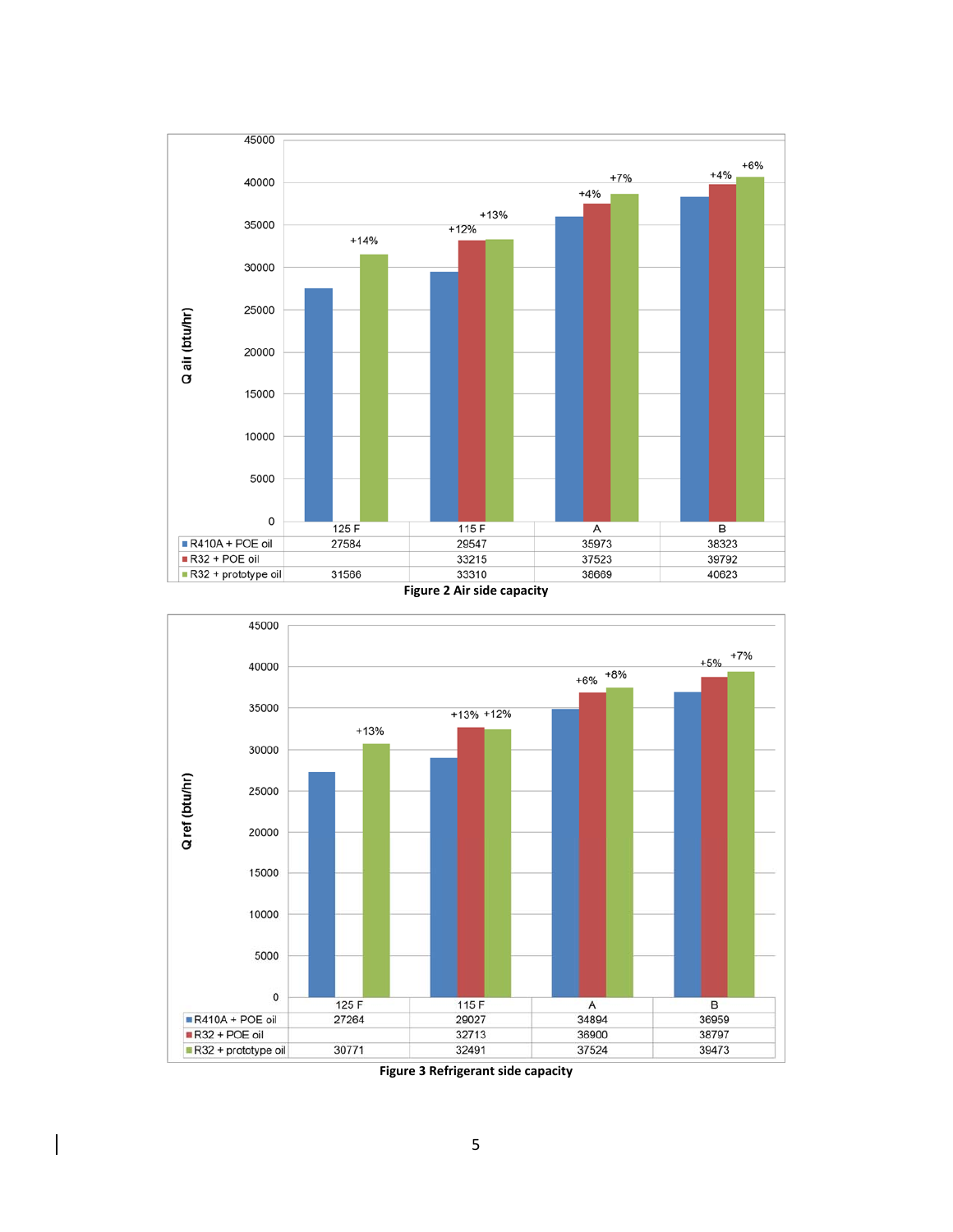| | 125 F | 115 F | A | B |
|---|---|---|---|---|
| R410A + POE oil | 27584 | 29547 | 35973 | 38323 |
| R32 + POE oil | | 33215 | 37523 | 39792 |
| R32 + prototype oil | 31586 | 33310 | 38669 | 40623 |

Figure 2 Air side capacity

| | 125 F | 115 F | A | B |
|---|---|---|---|---|
| R410A + POE oil | 27264 | 29027 | 34894 | 36959 |
| R32 + POE oil | | 32713 | 36900 | 38797 |
| R32 + prototype oil | 30771 | 32491 | 37524 | 39473 |

Figure 3 Refrigerant side capacity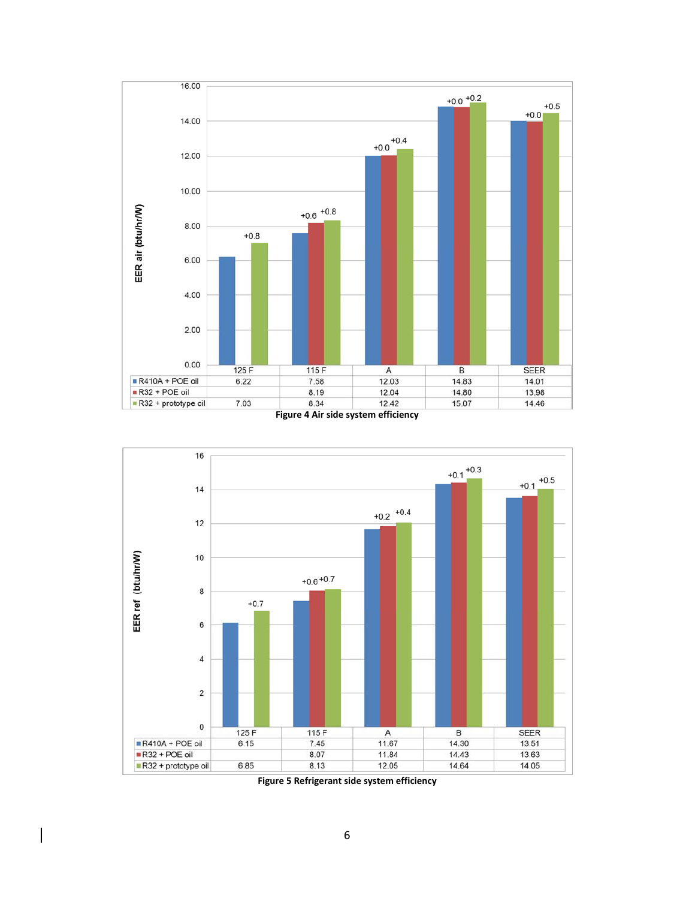| | 125 F | 115 F | A | B | SEER |
|---|---|---|---|---|---|
| R410A + POE oil | 6.22 | 7.58 | 12.03 | 14.83 | 14.01 |
| R32 + POE oil | | 8.19 | 12.04 | 14.80 | 13.98 |
| R32 + prototype oil | 7.03 | 8.34 | 12.42 | 15.07 | 14.46 |

**Figure 4 Air side system efficiency**

| | 125 F | 115 F | A | B | SEER |
|---|---|---|---|---|---|
| R410A + POE oil | 6.15 | 7.45 | 11.67 | 14.30 | 13.51 |
| R32 + POE oil | | 8.07 | 11.84 | 14.43 | 13.63 |
| R32 + prototype oil | 6.85 | 8.13 | 12.05 | 14.64 | 14.05 |

**Figure 5 Refrigerant side system efficiency**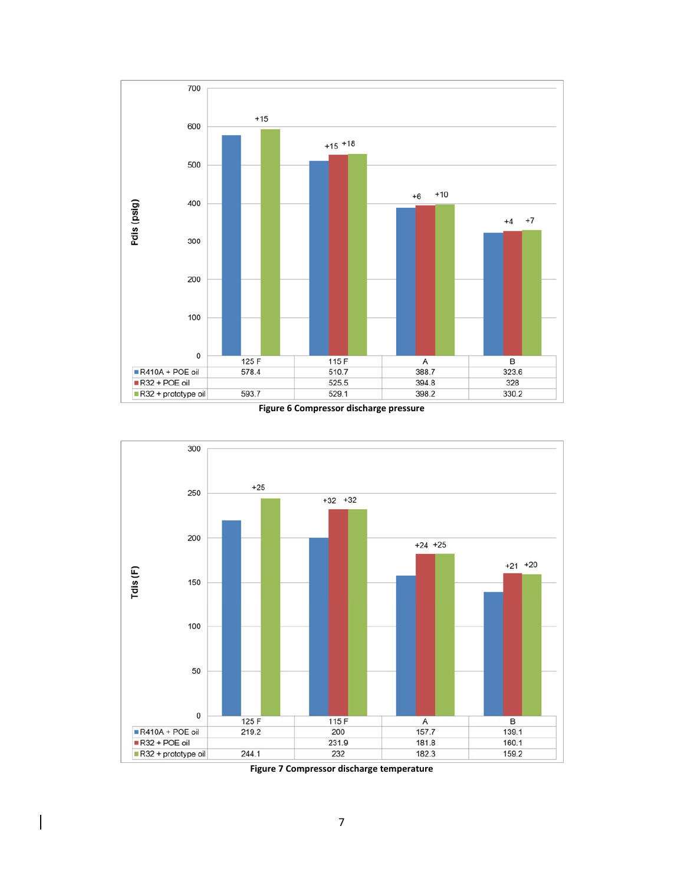| | 125 F | 115 F | A | B |
|---|---|---|---|---|
| R410A + POE oil | 578.4 | 510.7 | 388.7 | 323.6 |
| R32 + POE oil | | 525.5 | 394.8 | 328 |
| R32 + prototype oil | 593.7 | 529.1 | 398.2 | 330.2 |

**Figure 6 Compressor discharge pressure**

| | 125 F | 115 F | A | B |
|---|---|---|---|---|
| R410A + POE oil | 219.2 | 200 | 157.7 | 139.1 |
| R32 + POE oil | | 231.9 | 181.8 | 160.1 |
| R32 + prototype oil | 244.1 | 232 | 182.3 | 159.2 |

**Figure 7 Compressor discharge temperature**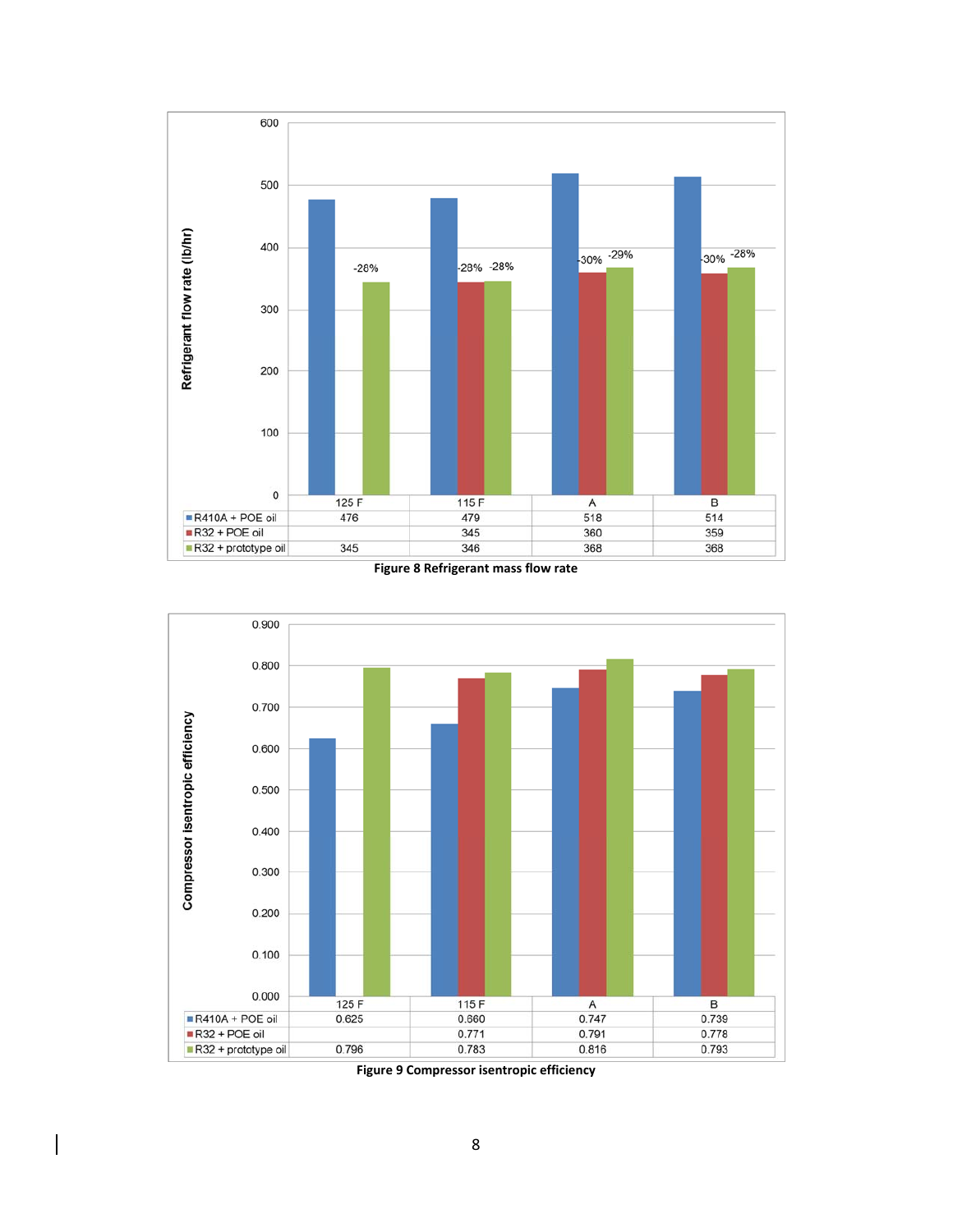| | 125 F | 115 F | A | B |
|---|---|---|---|---|
| R410A + POE oil | 476 | 479 | 518 | 514 |
| R32 + POE oil | | 345 | 360 | 359 |
| R32 + prototype oil | 345 | 346 | 368 | 368 |

Figure 8 Refrigerant mass flow rate

| | 125 F | 115 F | A | B |
|---|---|---|---|---|
| R410A + POE oil | 0.625 | 0.660 | 0.747 | 0.739 |
| R32 + POE oil | | 0.771 | 0.791 | 0.778 |
| R32 + prototype oil | 0.796 | 0.783 | 0.816 | 0.793 |

Figure 9 Compressor isentropic efficiency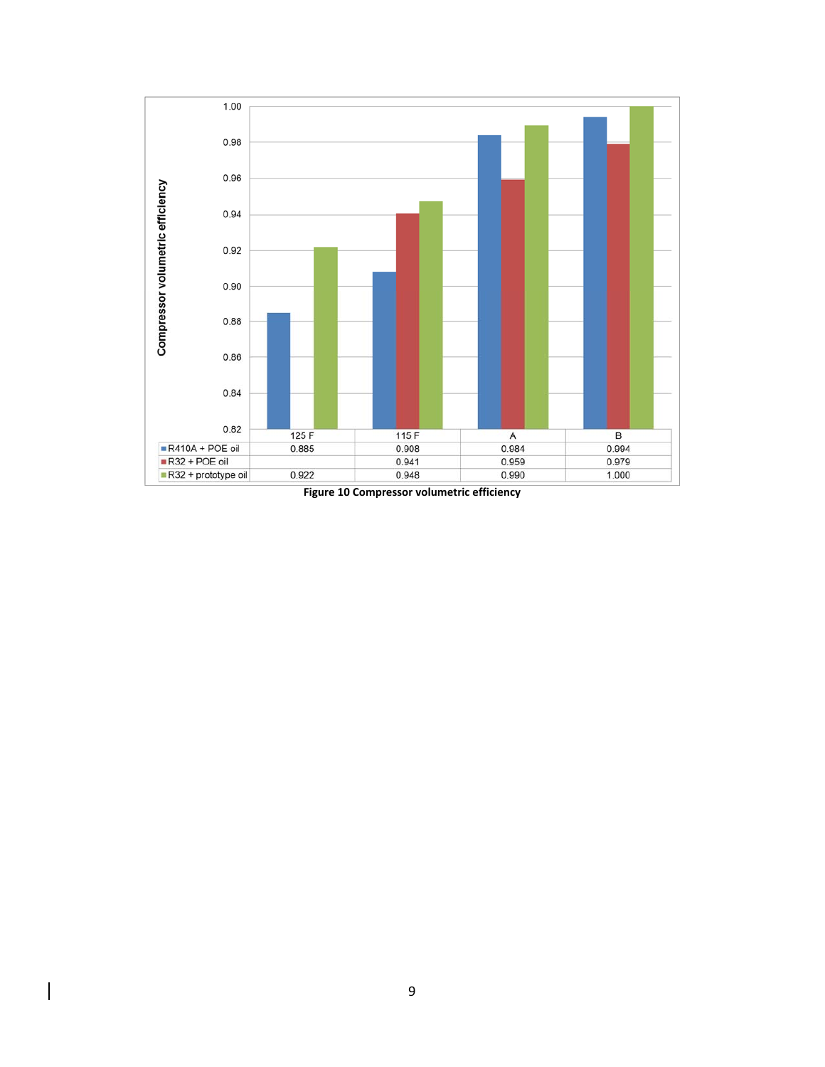| | 125 F | 115 F | A | B |
|---|---|---|---|---|
| R410A + POE oil | 0.885 | 0.908 | 0.984 | 0.994 |
| R32 + POE oil | | 0.941 | 0.959 | 0.979 |
| R32 + prototype oil | 0.922 | 0.948 | 0.990 | 1.000 |

**Figure 10 Compressor volumetric efficiency**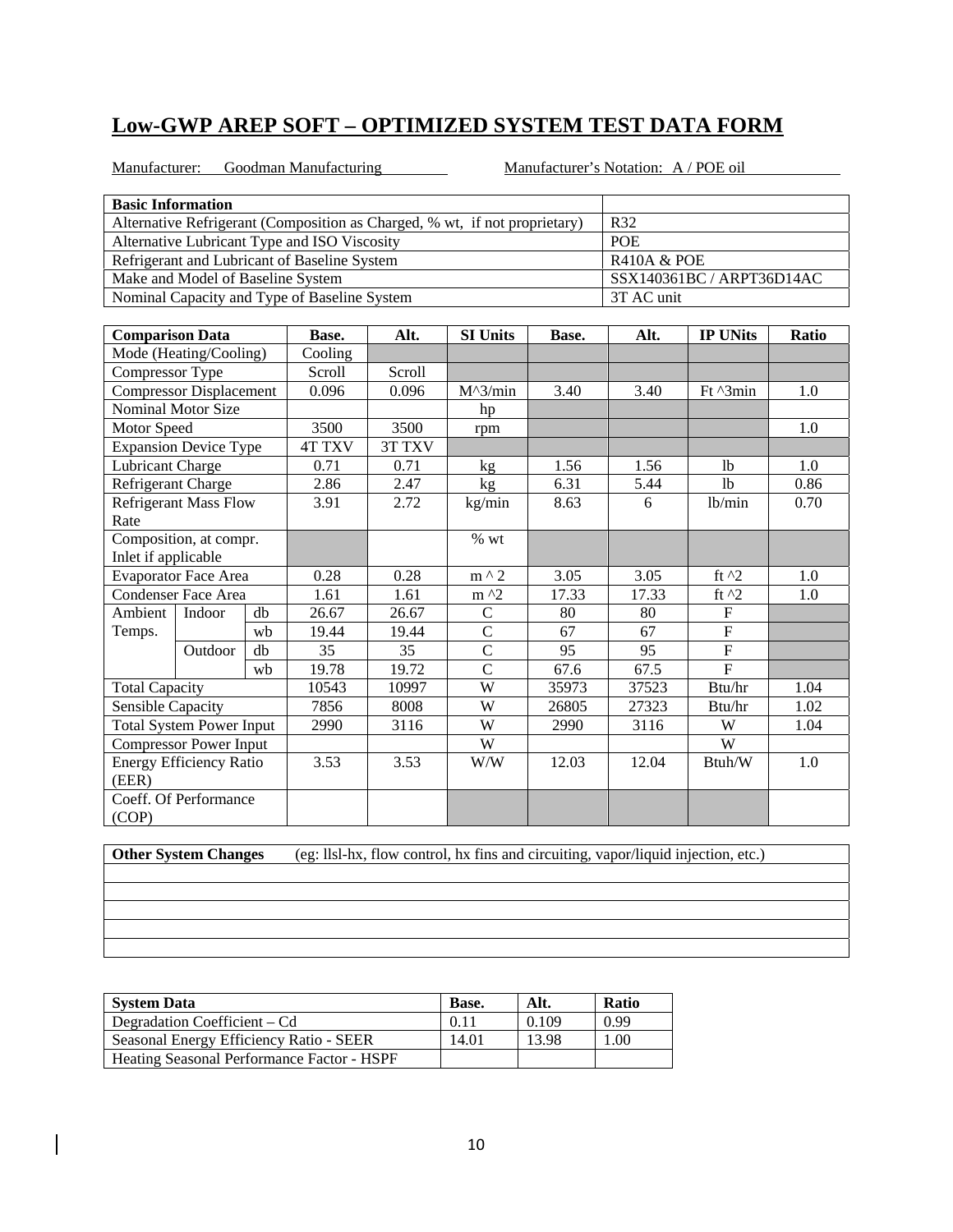# Low-GWP AREP SOFT – OPTIMIZED SYSTEM TEST DATA FORM

Manufacturer: Goodman Manufacturing Manufacturer's Notation: A / POE oil

| Basic Information | |
|---|---|
| Alternative Refrigerant (Composition as Charged, % wt, if not proprietary) | R32 |
| Alternative Lubricant Type and ISO Viscosity | POE |
| Refrigerant and Lubricant of Baseline System | R410A & POE |
| Make and Model of Baseline System | SSX140361BC / ARPT36D14AC |
| Nominal Capacity and Type of Baseline System | 3T AC unit |

| Comparison Data | | | Base. | Alt. | SI Units | Base. | Alt. | IP UNits | Ratio |
|---|---|---|---|---|---|---|---|---|---|
| Mode (Heating/Cooling) | | | Cooling | | | | | | |
| Compressor Type | | | Scroll | Scroll | | | | | |
| Compressor Displacement | | | 0.096 | 0.096 | M^3/min | 3.40 | 3.40 | Ft ^3min | 1.0 |
| Nominal Motor Size | | | | | hp | | | | |
| Motor Speed | | | 3500 | 3500 | rpm | | | | 1.0 |
| Expansion Device Type | | | 4T TXV | 3T TXV | | | | | |
| Lubricant Charge | | | 0.71 | 0.71 | kg | 1.56 | 1.56 | lb | 1.0 |
| Refrigerant Charge | | | 2.86 | 2.47 | kg | 6.31 | 5.44 | lb | 0.86 |
| Refrigerant Mass Flow Rate | | | 3.91 | 2.72 | kg/min | 8.63 | 6 | lb/min | 0.70 |
| Composition, at compr. Inlet if applicable | | | | | % wt | | | | |
| Evaporator Face Area | | | 0.28 | 0.28 | m ^ 2 | 3.05 | 3.05 | ft ^2 | 1.0 |
| Condenser Face Area | | | 1.61 | 1.61 | m ^2 | 17.33 | 17.33 | ft ^2 | 1.0 |
| Ambient Temps. | Indoor | db | 26.67 | 26.67 | C | 80 | 80 | F | |
| | | wb | 19.44 | 19.44 | C | 67 | 67 | F | |
| | Outdoor | db | 35 | 35 | C | 95 | 95 | F | |
| | | wb | 19.78 | 19.72 | C | 67.6 | 67.5 | F | |
| Total Capacity | | | 10543 | 10997 | W | 35973 | 37523 | Btu/hr | 1.04 |
| Sensible Capacity | | | 7856 | 8008 | W | 26805 | 27323 | Btu/hr | 1.02 |
| Total System Power Input | | | 2990 | 3116 | W | 2990 | 3116 | W | 1.04 |
| Compressor Power Input | | | | | W | | | W | |
| Energy Efficiency Ratio (EER) | | | 3.53 | 3.53 | W/W | 12.03 | 12.04 | Btuh/W | 1.0 |
| Coeff. Of Performance (COP) | | | | | | | | | |

| Other System Changes (eg: llsl-hx, flow control, hx fins and circuiting, vapor/liquid injection, etc.) |
|---|
| |
| |
| |
| |
| |

| System Data | Base. | Alt. | Ratio |
|---|---|---|---|
| Degradation Coefficient – Cd | 0.11 | 0.109 | 0.99 |
| Seasonal Energy Efficiency Ratio - SEER | 14.01 | 13.98 | 1.00 |
| Heating Seasonal Performance Factor - HSPF | | | |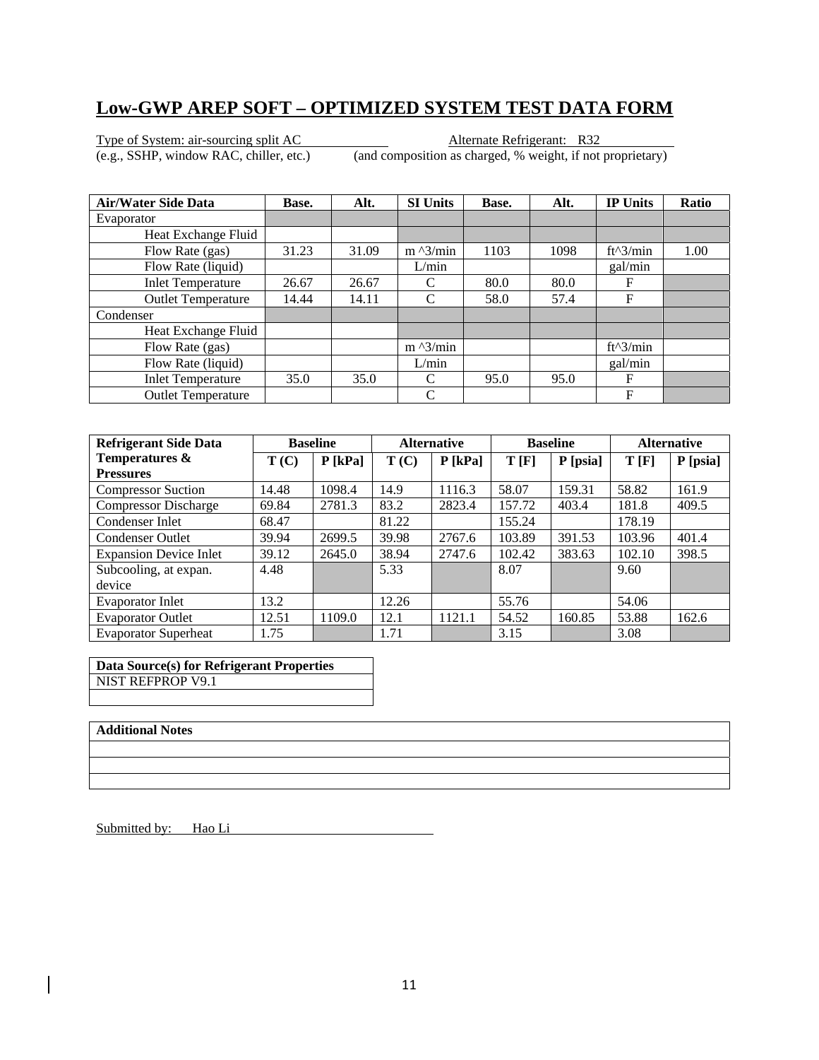# Low-GWP AREP SOFT – OPTIMIZED SYSTEM TEST DATA FORM

Type of System: air-sourcing split AC
(e.g., SSHP, window RAC, chiller, etc.)

Alternate Refrigerant: R32
(and composition as charged, % weight, if not proprietary)

| Air/Water Side Data | Base. | Alt. | SI Units | Base. | Alt. | IP Units | Ratio |
|---|---|---|---|---|---|---|---|
| Evaporator | | | | | | | |
| Heat Exchange Fluid | | | | | | | |
| Flow Rate (gas) | 31.23 | 31.09 | m ^3/min | 1103 | 1098 | ft^3/min | 1.00 |
| Flow Rate (liquid) | | | L/min | | | gal/min | |
| Inlet Temperature | 26.67 | 26.67 | C | 80.0 | 80.0 | F | |
| Outlet Temperature | 14.44 | 14.11 | C | 58.0 | 57.4 | F | |
| Condenser | | | | | | | |
| Heat Exchange Fluid | | | | | | | |
| Flow Rate (gas) | | | m ^3/min | | | ft^3/min | |
| Flow Rate (liquid) | | | L/min | | | gal/min | |
| Inlet Temperature | 35.0 | 35.0 | C | 95.0 | 95.0 | F | |
| Outlet Temperature | | | C | | | F | |

| Refrigerant Side Data | Baseline | | Alternative | | Baseline | | Alternative | |
|---|---|---|---|---|---|---|---|---|
| Temperatures & Pressures | T (C) | P [kPa] | T (C) | P [kPa] | T [F] | P [psia] | T [F] | P [psia] |
| Compressor Suction | 14.48 | 1098.4 | 14.9 | 1116.3 | 58.07 | 159.31 | 58.82 | 161.9 |
| Compressor Discharge | 69.84 | 2781.3 | 83.2 | 2823.4 | 157.72 | 403.4 | 181.8 | 409.5 |
| Condenser Inlet | 68.47 | | 81.22 | | 155.24 | | 178.19 | |
| Condenser Outlet | 39.94 | 2699.5 | 39.98 | 2767.6 | 103.89 | 391.53 | 103.96 | 401.4 |
| Expansion Device Inlet | 39.12 | 2645.0 | 38.94 | 2747.6 | 102.42 | 383.63 | 102.10 | 398.5 |
| Subcooling, at expan. device | 4.48 | | 5.33 | | 8.07 | | 9.60 | |
| Evaporator Inlet | 13.2 | | 12.26 | | 55.76 | | 54.06 | |
| Evaporator Outlet | 12.51 | 1109.0 | 12.1 | 1121.1 | 54.52 | 160.85 | 53.88 | 162.6 |
| Evaporator Superheat | 1.75 | | 1.71 | | 3.15 | | 3.08 | |

| Data Source(s) for Refrigerant Properties |
|---|
| NIST REFPROP V9.1 |
| |

| Additional Notes |
|---|
| |
| |
| |

Submitted by: Hao Li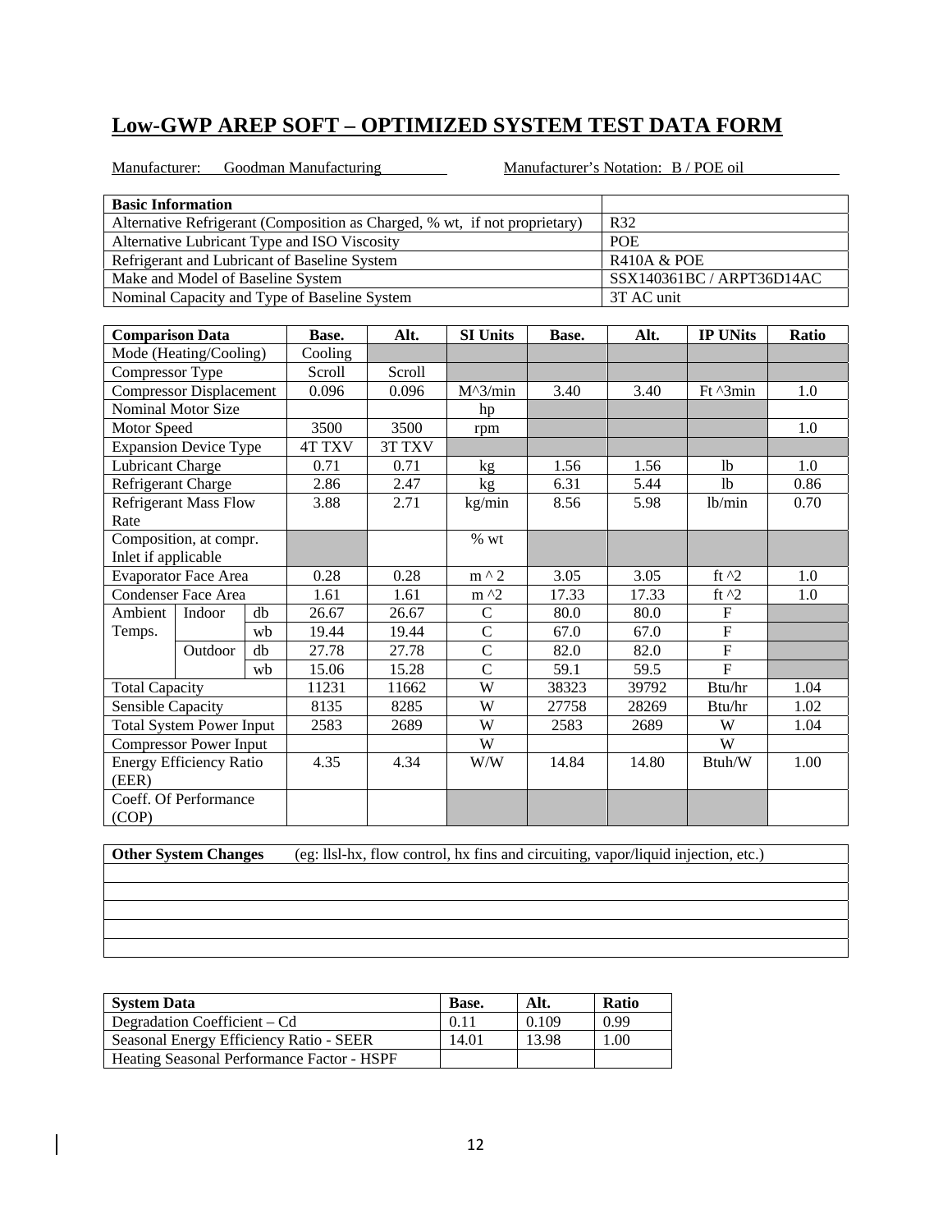## Low-GWP AREP SOFT – OPTIMIZED SYSTEM TEST DATA FORM

Manufacturer: Goodman Manufacturing Manufacturer's Notation: B / POE oil

| Basic Information | |
|---|---|
| Alternative Refrigerant (Composition as Charged, % wt, if not proprietary) | R32 |
| Alternative Lubricant Type and ISO Viscosity | POE |
| Refrigerant and Lubricant of Baseline System | R410A & POE |
| Make and Model of Baseline System | SSX140361BC / ARPT36D14AC |
| Nominal Capacity and Type of Baseline System | 3T AC unit |

| Comparison Data | | | Base. | Alt. | SI Units | Base. | Alt. | IP UNits | Ratio |
|---|---|---|---|---|---|---|---|---|---|
| Mode (Heating/Cooling) | | | Cooling | | | | | | |
| Compressor Type | | | Scroll | Scroll | | | | | |
| Compressor Displacement | | | 0.096 | 0.096 | M^3/min | 3.40 | 3.40 | Ft ^3min | 1.0 |
| Nominal Motor Size | | | | | hp | | | | |
| Motor Speed | | | 3500 | 3500 | rpm | | | | 1.0 |
| Expansion Device Type | | | 4T TXV | 3T TXV | | | | | |
| Lubricant Charge | | | 0.71 | 0.71 | kg | 1.56 | 1.56 | lb | 1.0 |
| Refrigerant Charge | | | 2.86 | 2.47 | kg | 6.31 | 5.44 | lb | 0.86 |
| Refrigerant Mass Flow Rate | | | 3.88 | 2.71 | kg/min | 8.56 | 5.98 | lb/min | 0.70 |
| Composition, at compr. Inlet if applicable | | | | | % wt | | | | |
| Evaporator Face Area | | | 0.28 | 0.28 | m ^ 2 | 3.05 | 3.05 | ft ^2 | 1.0 |
| Condenser Face Area | | | 1.61 | 1.61 | m ^2 | 17.33 | 17.33 | ft ^2 | 1.0 |
| Ambient Temps. | Indoor | db | 26.67 | 26.67 | C | 80.0 | 80.0 | F | |
| | | wb | 19.44 | 19.44 | C | 67.0 | 67.0 | F | |
| | Outdoor | db | 27.78 | 27.78 | C | 82.0 | 82.0 | F | |
| | | wb | 15.06 | 15.28 | C | 59.1 | 59.5 | F | |
| Total Capacity | | | 11231 | 11662 | W | 38323 | 39792 | Btu/hr | 1.04 |
| Sensible Capacity | | | 8135 | 8285 | W | 27758 | 28269 | Btu/hr | 1.02 |
| Total System Power Input | | | 2583 | 2689 | W | 2583 | 2689 | W | 1.04 |
| Compressor Power Input | | | | | W | | | W | |
| Energy Efficiency Ratio (EER) | | | 4.35 | 4.34 | W/W | 14.84 | 14.80 | Btuh/W | 1.00 |
| Coeff. Of Performance (COP) | | | | | | | | | |

| **Other System Changes** (eg: llsl-hx, flow control, hx fins and circuiting, vapor/liquid injection, etc.) |
|---|
| |
| |
| |
| |
| |

| System Data | Base. | Alt. | Ratio |
|---|---|---|---|
| Degradation Coefficient – Cd | 0.11 | 0.109 | 0.99 |
| Seasonal Energy Efficiency Ratio - SEER | 14.01 | 13.98 | 1.00 |
| Heating Seasonal Performance Factor - HSPF | | | |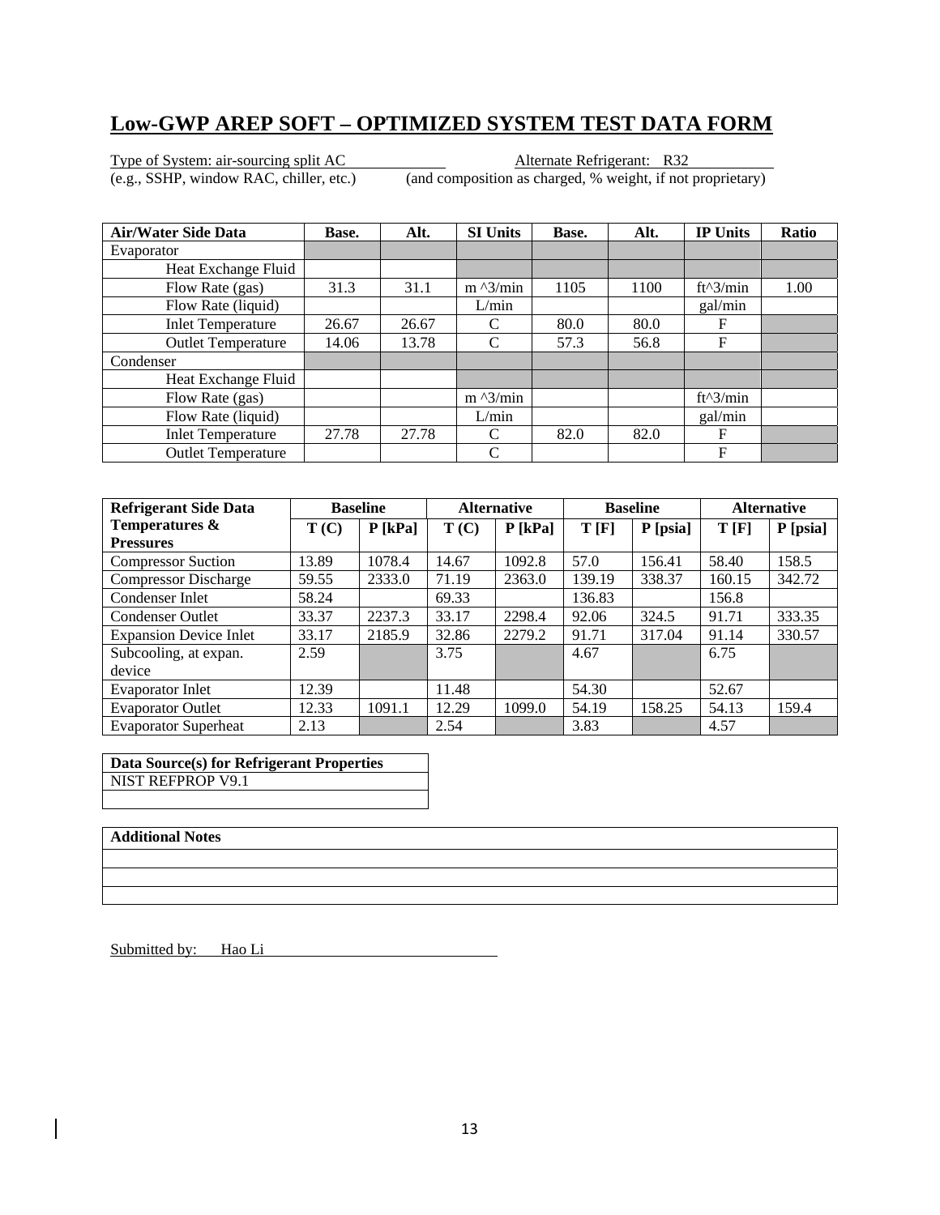# Low-GWP AREP SOFT – OPTIMIZED SYSTEM TEST DATA FORM

Type of System: air-sourcing split AC  
(e.g., SSHP, window RAC, chiller, etc.)

Alternate Refrigerant: R32  
(and composition as charged, % weight, if not proprietary)

| Air/Water Side Data | Base. | Alt. | SI Units | Base. | Alt. | IP Units | Ratio |
|---|---|---|---|---|---|---|---|
| Evaporator | | | | | | | |
| Heat Exchange Fluid | | | | | | | |
| Flow Rate (gas) | 31.3 | 31.1 | m ^3/min | 1105 | 1100 | ft^3/min | 1.00 |
| Flow Rate (liquid) | | | L/min | | | gal/min | |
| Inlet Temperature | 26.67 | 26.67 | C | 80.0 | 80.0 | F | |
| Outlet Temperature | 14.06 | 13.78 | C | 57.3 | 56.8 | F | |
| Condenser | | | | | | | |
| Heat Exchange Fluid | | | | | | | |
| Flow Rate (gas) | | | m ^3/min | | | ft^3/min | |
| Flow Rate (liquid) | | | L/min | | | gal/min | |
| Inlet Temperature | 27.78 | 27.78 | C | 82.0 | 82.0 | F | |
| Outlet Temperature | | | C | | | F | |

| Refrigerant Side Data | Baseline | | Alternative | | Baseline | | Alternative | |
|---|---|---|---|---|---|---|---|---|
| Temperatures & Pressures | T (C) | P [kPa] | T (C) | P [kPa] | T [F] | P [psia] | T [F] | P [psia] |
| Compressor Suction | 13.89 | 1078.4 | 14.67 | 1092.8 | 57.0 | 156.41 | 58.40 | 158.5 |
| Compressor Discharge | 59.55 | 2333.0 | 71.19 | 2363.0 | 139.19 | 338.37 | 160.15 | 342.72 |
| Condenser Inlet | 58.24 | | 69.33 | | 136.83 | | 156.8 | |
| Condenser Outlet | 33.37 | 2237.3 | 33.17 | 2298.4 | 92.06 | 324.5 | 91.71 | 333.35 |
| Expansion Device Inlet | 33.17 | 2185.9 | 32.86 | 2279.2 | 91.71 | 317.04 | 91.14 | 330.57 |
| Subcooling, at expan. device | 2.59 | | 3.75 | | 4.67 | | 6.75 | |
| Evaporator Inlet | 12.39 | | 11.48 | | 54.30 | | 52.67 | |
| Evaporator Outlet | 12.33 | 1091.1 | 12.29 | 1099.0 | 54.19 | 158.25 | 54.13 | 159.4 |
| Evaporator Superheat | 2.13 | | 2.54 | | 3.83 | | 4.57 | |

| Data Source(s) for Refrigerant Properties |
|---|
| NIST REFPROP V9.1 |
| |

| Additional Notes |
|---|
| |
| |
| |

Submitted by: Hao Li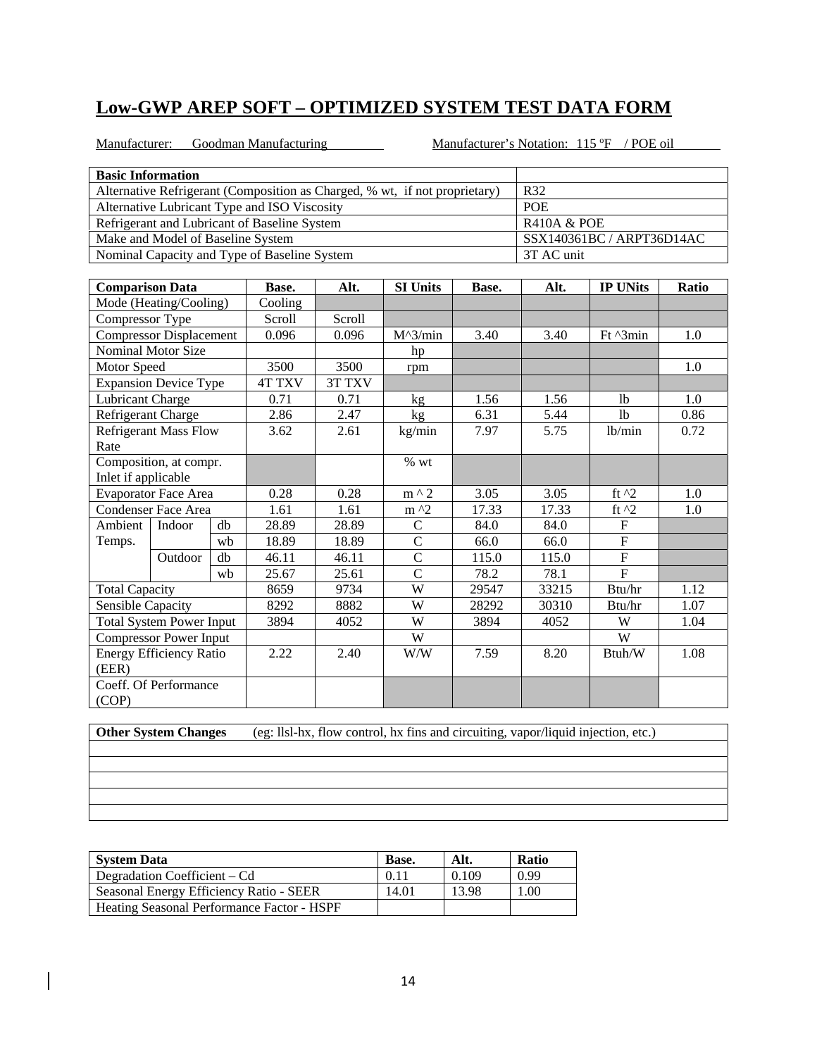## Low-GWP AREP SOFT – OPTIMIZED SYSTEM TEST DATA FORM

Manufacturer: Goodman Manufacturing Manufacturer's Notation: 115 ºF / POE oil

| Basic Information | |
|---|---|
| Alternative Refrigerant (Composition as Charged, % wt, if not proprietary) | R32 |
| Alternative Lubricant Type and ISO Viscosity | POE |
| Refrigerant and Lubricant of Baseline System | R410A & POE |
| Make and Model of Baseline System | SSX140361BC / ARPT36D14AC |
| Nominal Capacity and Type of Baseline System | 3T AC unit |

| Comparison Data | | | Base. | Alt. | SI Units | Base. | Alt. | IP UNits | Ratio |
|---|---|---|---|---|---|---|---|---|---|
| Mode (Heating/Cooling) | | | Cooling | | | | | | |
| Compressor Type | | | Scroll | Scroll | | | | | |
| Compressor Displacement | | | 0.096 | 0.096 | M^3/min | 3.40 | 3.40 | Ft ^3min | 1.0 |
| Nominal Motor Size | | | | | hp | | | | |
| Motor Speed | | | 3500 | 3500 | rpm | | | | 1.0 |
| Expansion Device Type | | | 4T TXV | 3T TXV | | | | | |
| Lubricant Charge | | | 0.71 | 0.71 | kg | 1.56 | 1.56 | lb | 1.0 |
| Refrigerant Charge | | | 2.86 | 2.47 | kg | 6.31 | 5.44 | lb | 0.86 |
| Refrigerant Mass Flow Rate | | | 3.62 | 2.61 | kg/min | 7.97 | 5.75 | lb/min | 0.72 |
| Composition, at compr. Inlet if applicable | | | | | % wt | | | | |
| Evaporator Face Area | | | 0.28 | 0.28 | m ^ 2 | 3.05 | 3.05 | ft ^2 | 1.0 |
| Condenser Face Area | | | 1.61 | 1.61 | m ^2 | 17.33 | 17.33 | ft ^2 | 1.0 |
| Ambient Temps. | Indoor | db | 28.89 | 28.89 | C | 84.0 | 84.0 | F | |
| | | wb | 18.89 | 18.89 | C | 66.0 | 66.0 | F | |
| | Outdoor | db | 46.11 | 46.11 | C | 115.0 | 115.0 | F | |
| | | wb | 25.67 | 25.61 | C | 78.2 | 78.1 | F | |
| Total Capacity | | | 8659 | 9734 | W | 29547 | 33215 | Btu/hr | 1.12 |
| Sensible Capacity | | | 8292 | 8882 | W | 28292 | 30310 | Btu/hr | 1.07 |
| Total System Power Input | | | 3894 | 4052 | W | 3894 | 4052 | W | 1.04 |
| Compressor Power Input | | | | | W | | | W | |
| Energy Efficiency Ratio (EER) | | | 2.22 | 2.40 | W/W | 7.59 | 8.20 | Btuh/W | 1.08 |
| Coeff. Of Performance (COP) | | | | | | | | | |

| **Other System Changes** (eg: llsl-hx, flow control, hx fins and circuiting, vapor/liquid injection, etc.) |
|---|
| |
| |
| |
| |
| |

| System Data | Base. | Alt. | Ratio |
|---|---|---|---|
| Degradation Coefficient – Cd | 0.11 | 0.109 | 0.99 |
| Seasonal Energy Efficiency Ratio - SEER | 14.01 | 13.98 | 1.00 |
| Heating Seasonal Performance Factor - HSPF | | | |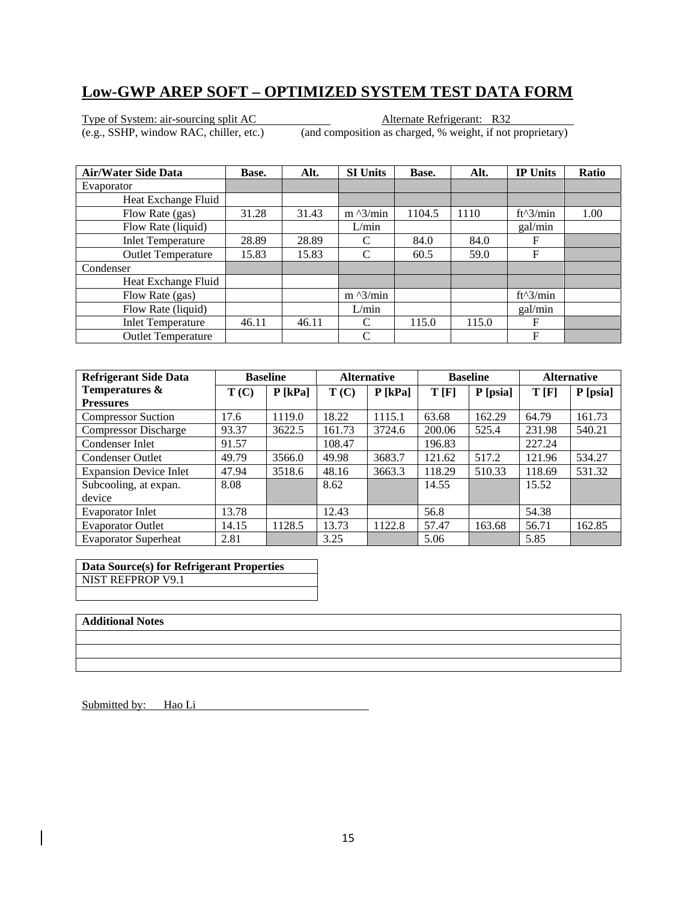# Low-GWP AREP SOFT – OPTIMIZED SYSTEM TEST DATA FORM

Type of System: air-sourcing split AC
(e.g., SSHP, window RAC, chiller, etc.)

Alternate Refrigerant: R32
(and composition as charged, % weight, if not proprietary)

| Air/Water Side Data | Base. | Alt. | SI Units | Base. | Alt. | IP Units | Ratio |
|---|---|---|---|---|---|---|---|
| Evaporator | | | | | | | |
| Heat Exchange Fluid | | | | | | | |
| Flow Rate (gas) | 31.28 | 31.43 | m ^3/min | 1104.5 | 1110 | ft^3/min | 1.00 |
| Flow Rate (liquid) | | | L/min | | | gal/min | |
| Inlet Temperature | 28.89 | 28.89 | C | 84.0 | 84.0 | F | |
| Outlet Temperature | 15.83 | 15.83 | C | 60.5 | 59.0 | F | |
| Condenser | | | | | | | |
| Heat Exchange Fluid | | | | | | | |
| Flow Rate (gas) | | | m ^3/min | | | ft^3/min | |
| Flow Rate (liquid) | | | L/min | | | gal/min | |
| Inlet Temperature | 46.11 | 46.11 | C | 115.0 | 115.0 | F | |
| Outlet Temperature | | | C | | | F | |

| Refrigerant Side Data | Baseline | | Alternative | | Baseline | | Alternative | |
|---|---|---|---|---|---|---|---|---|
| Temperatures & Pressures | T (C) | P [kPa] | T (C) | P [kPa] | T [F] | P [psia] | T [F] | P [psia] |
| Compressor Suction | 17.6 | 1119.0 | 18.22 | 1115.1 | 63.68 | 162.29 | 64.79 | 161.73 |
| Compressor Discharge | 93.37 | 3622.5 | 161.73 | 3724.6 | 200.06 | 525.4 | 231.98 | 540.21 |
| Condenser Inlet | 91.57 | | 108.47 | | 196.83 | | 227.24 | |
| Condenser Outlet | 49.79 | 3566.0 | 49.98 | 3683.7 | 121.62 | 517.2 | 121.96 | 534.27 |
| Expansion Device Inlet | 47.94 | 3518.6 | 48.16 | 3663.3 | 118.29 | 510.33 | 118.69 | 531.32 |
| Subcooling, at expan. device | 8.08 | | 8.62 | | 14.55 | | 15.52 | |
| Evaporator Inlet | 13.78 | | 12.43 | | 56.8 | | 54.38 | |
| Evaporator Outlet | 14.15 | 1128.5 | 13.73 | 1122.8 | 57.47 | 163.68 | 56.71 | 162.85 |
| Evaporator Superheat | 2.81 | | 3.25 | | 5.06 | | 5.85 | |

| Data Source(s) for Refrigerant Properties |
|---|
| NIST REFPROP V9.1 |
| |

| Additional Notes |
|---|
| |
| |
| |

Submitted by: Hao Li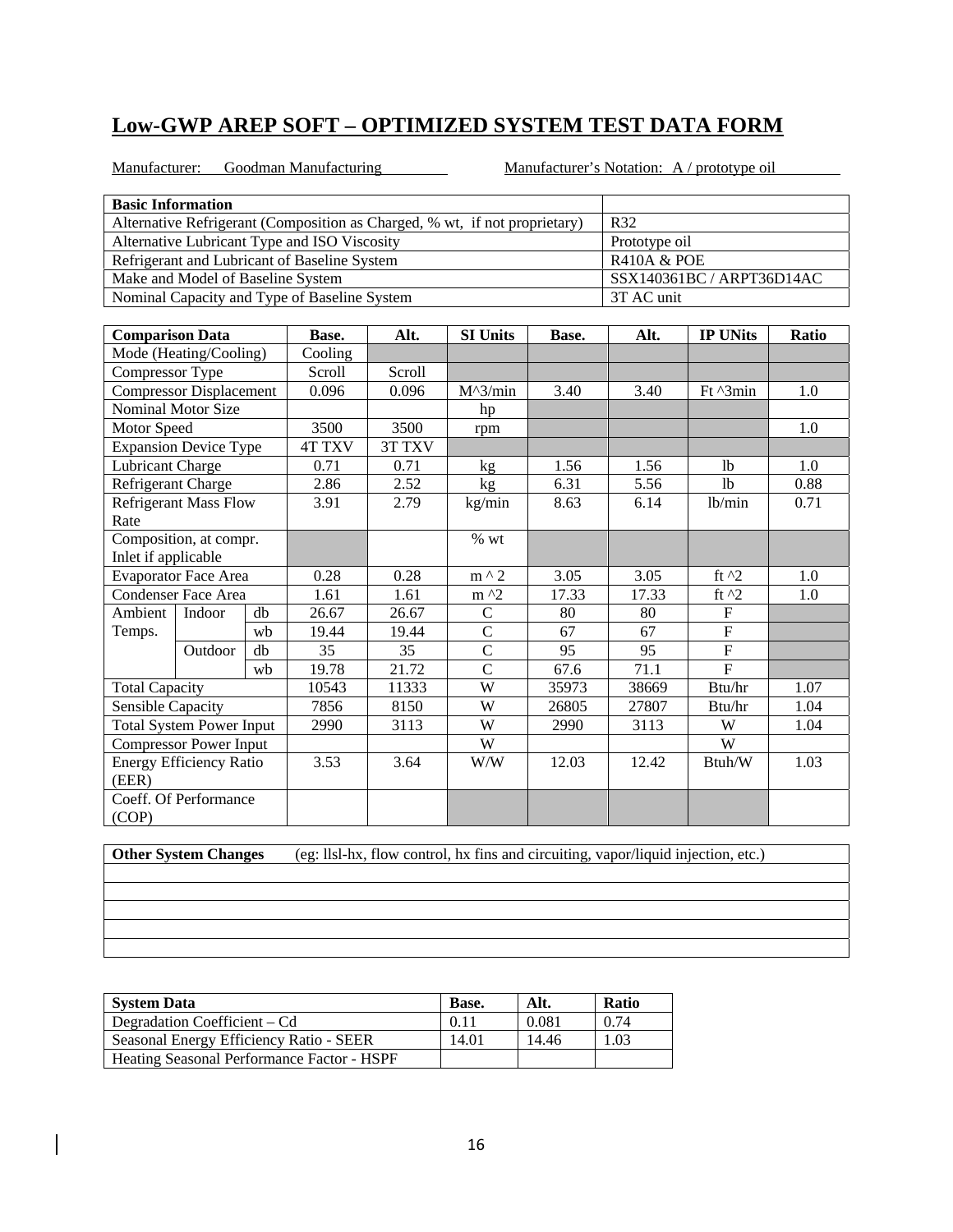# Low-GWP AREP SOFT – OPTIMIZED SYSTEM TEST DATA FORM

Manufacturer: Goodman Manufacturing    Manufacturer's Notation: A / prototype oil

| Basic Information | |
|---|---|
| Alternative Refrigerant (Composition as Charged, % wt, if not proprietary) | R32 |
| Alternative Lubricant Type and ISO Viscosity | Prototype oil |
| Refrigerant and Lubricant of Baseline System | R410A & POE |
| Make and Model of Baseline System | SSX140361BC / ARPT36D14AC |
| Nominal Capacity and Type of Baseline System | 3T AC unit |

| Comparison Data | | | Base. | Alt. | SI Units | Base. | Alt. | IP UNits | Ratio |
|---|---|---|---|---|---|---|---|---|---|
| Mode (Heating/Cooling) | | | Cooling | | | | | | |
| Compressor Type | | | Scroll | Scroll | | | | | |
| Compressor Displacement | | | 0.096 | 0.096 | M^3/min | 3.40 | 3.40 | Ft ^3min | 1.0 |
| Nominal Motor Size | | | | | hp | | | | |
| Motor Speed | | | 3500 | 3500 | rpm | | | | 1.0 |
| Expansion Device Type | | | 4T TXV | 3T TXV | | | | | |
| Lubricant Charge | | | 0.71 | 0.71 | kg | 1.56 | 1.56 | lb | 1.0 |
| Refrigerant Charge | | | 2.86 | 2.52 | kg | 6.31 | 5.56 | lb | 0.88 |
| Refrigerant Mass Flow Rate | | | 3.91 | 2.79 | kg/min | 8.63 | 6.14 | lb/min | 0.71 |
| Composition, at compr. Inlet if applicable | | | | | % wt | | | | |
| Evaporator Face Area | | | 0.28 | 0.28 | m ^ 2 | 3.05 | 3.05 | ft ^2 | 1.0 |
| Condenser Face Area | | | 1.61 | 1.61 | m ^2 | 17.33 | 17.33 | ft ^2 | 1.0 |
| Ambient Temps. | Indoor | db | 26.67 | 26.67 | C | 80 | 80 | F | |
| | | wb | 19.44 | 19.44 | C | 67 | 67 | F | |
| | Outdoor | db | 35 | 35 | C | 95 | 95 | F | |
| | | wb | 19.78 | 21.72 | C | 67.6 | 71.1 | F | |
| Total Capacity | | | 10543 | 11333 | W | 35973 | 38669 | Btu/hr | 1.07 |
| Sensible Capacity | | | 7856 | 8150 | W | 26805 | 27807 | Btu/hr | 1.04 |
| Total System Power Input | | | 2990 | 3113 | W | 2990 | 3113 | W | 1.04 |
| Compressor Power Input | | | | | W | | | W | |
| Energy Efficiency Ratio (EER) | | | 3.53 | 3.64 | W/W | 12.03 | 12.42 | Btuh/W | 1.03 |
| Coeff. Of Performance (COP) | | | | | | | | | |

| Other System Changes (eg: llsl-hx, flow control, hx fins and circuiting, vapor/liquid injection, etc.) |
|---|
| |
| |
| |
| |
| |

| System Data | Base. | Alt. | Ratio |
|---|---|---|---|
| Degradation Coefficient – Cd | 0.11 | 0.081 | 0.74 |
| Seasonal Energy Efficiency Ratio - SEER | 14.01 | 14.46 | 1.03 |
| Heating Seasonal Performance Factor - HSPF | | | |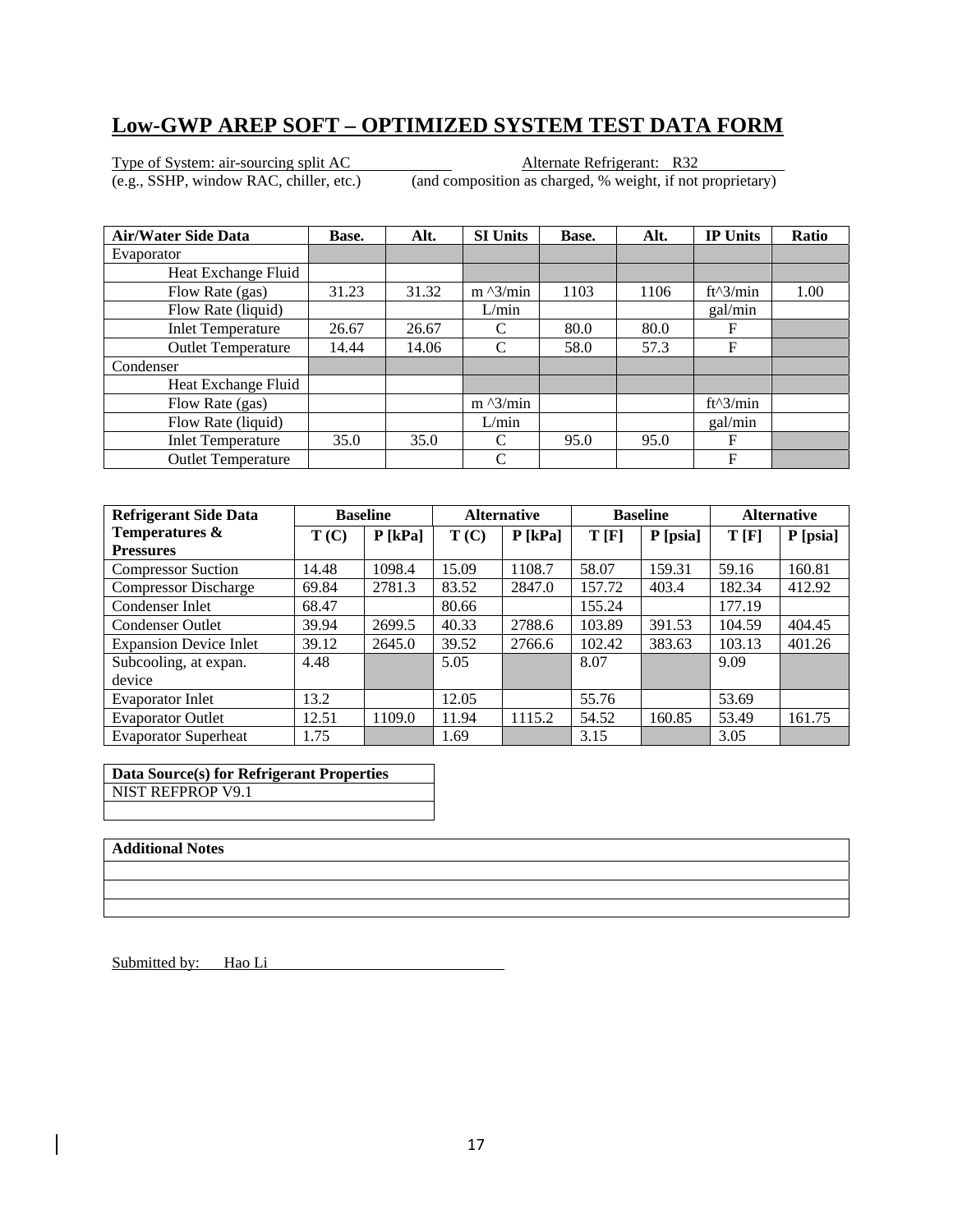# Low-GWP AREP SOFT – OPTIMIZED SYSTEM TEST DATA FORM

Type of System: air-sourcing split AC
(e.g., SSHP, window RAC, chiller, etc.)

Alternate Refrigerant: R32
(and composition as charged, % weight, if not proprietary)

| Air/Water Side Data | Base. | Alt. | SI Units | Base. | Alt. | IP Units | Ratio |
|---|---|---|---|---|---|---|---|
| Evaporator | | | | | | | |
| Heat Exchange Fluid | | | | | | | |
| Flow Rate (gas) | 31.23 | 31.32 | m ^3/min | 1103 | 1106 | ft^3/min | 1.00 |
| Flow Rate (liquid) | | | L/min | | | gal/min | |
| Inlet Temperature | 26.67 | 26.67 | C | 80.0 | 80.0 | F | |
| Outlet Temperature | 14.44 | 14.06 | C | 58.0 | 57.3 | F | |
| Condenser | | | | | | | |
| Heat Exchange Fluid | | | | | | | |
| Flow Rate (gas) | | | m ^3/min | | | ft^3/min | |
| Flow Rate (liquid) | | | L/min | | | gal/min | |
| Inlet Temperature | 35.0 | 35.0 | C | 95.0 | 95.0 | F | |
| Outlet Temperature | | | C | | | F | |

| Refrigerant Side Data | Baseline | | Alternative | | Baseline | | Alternative | |
|---|---|---|---|---|---|---|---|---|
| Temperatures & Pressures | T (C) | P [kPa] | T (C) | P [kPa] | T [F] | P [psia] | T [F] | P [psia] |
| Compressor Suction | 14.48 | 1098.4 | 15.09 | 1108.7 | 58.07 | 159.31 | 59.16 | 160.81 |
| Compressor Discharge | 69.84 | 2781.3 | 83.52 | 2847.0 | 157.72 | 403.4 | 182.34 | 412.92 |
| Condenser Inlet | 68.47 | | 80.66 | | 155.24 | | 177.19 | |
| Condenser Outlet | 39.94 | 2699.5 | 40.33 | 2788.6 | 103.89 | 391.53 | 104.59 | 404.45 |
| Expansion Device Inlet | 39.12 | 2645.0 | 39.52 | 2766.6 | 102.42 | 383.63 | 103.13 | 401.26 |
| Subcooling, at expan. device | 4.48 | | 5.05 | | 8.07 | | 9.09 | |
| Evaporator Inlet | 13.2 | | 12.05 | | 55.76 | | 53.69 | |
| Evaporator Outlet | 12.51 | 1109.0 | 11.94 | 1115.2 | 54.52 | 160.85 | 53.49 | 161.75 |
| Evaporator Superheat | 1.75 | | 1.69 | | 3.15 | | 3.05 | |

| Data Source(s) for Refrigerant Properties |
|---|
| NIST REFPROP V9.1 |
| |

| Additional Notes |
|---|
| |
| |
| |

Submitted by: Hao Li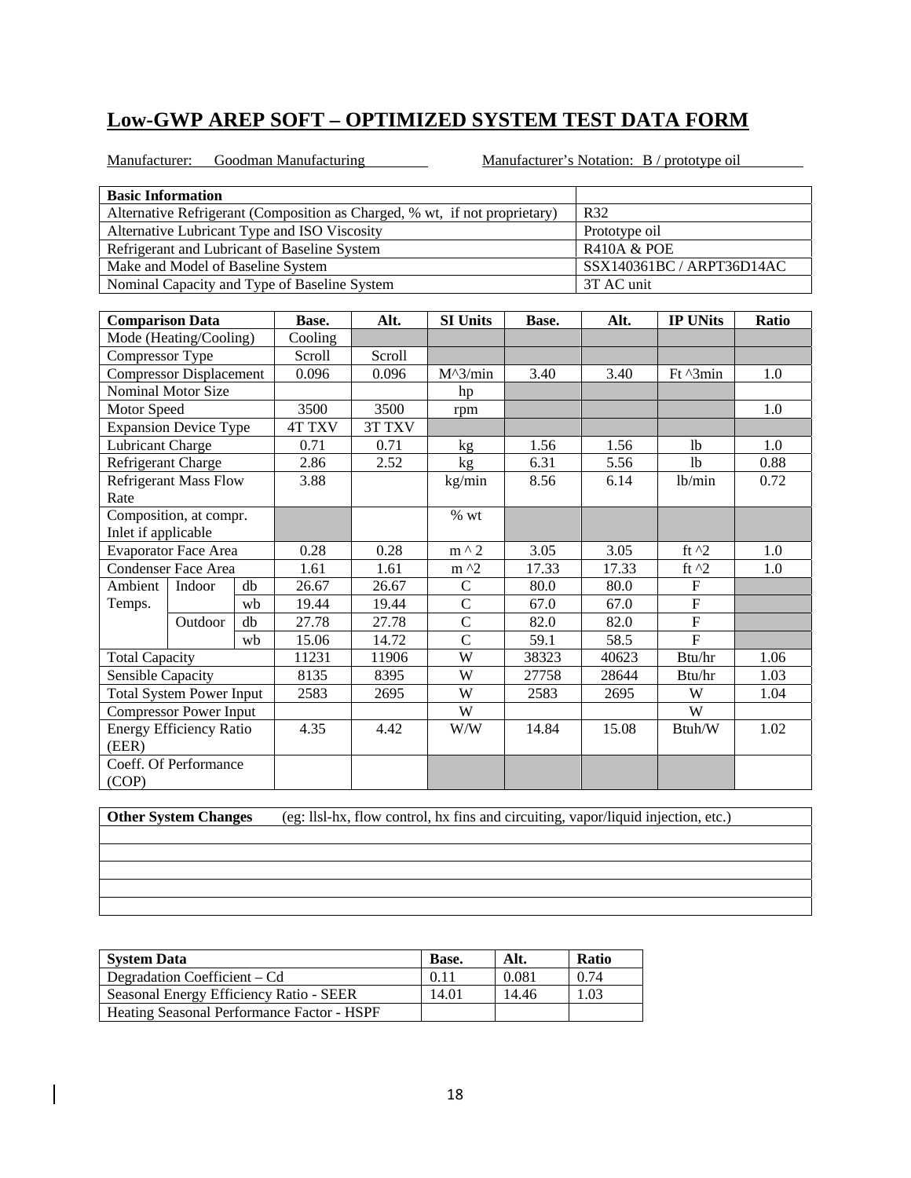# Low-GWP AREP SOFT – OPTIMIZED SYSTEM TEST DATA FORM

Manufacturer: Goodman Manufacturing Manufacturer's Notation: B / prototype oil

| Basic Information | |
|---|---|
| Alternative Refrigerant (Composition as Charged, % wt, if not proprietary) | R32 |
| Alternative Lubricant Type and ISO Viscosity | Prototype oil |
| Refrigerant and Lubricant of Baseline System | R410A & POE |
| Make and Model of Baseline System | SSX140361BC / ARPT36D14AC |
| Nominal Capacity and Type of Baseline System | 3T AC unit |

| Comparison Data | | | Base. | Alt. | SI Units | Base. | Alt. | IP UNits | Ratio |
|---|---|---|---|---|---|---|---|---|---|
| Mode (Heating/Cooling) | | | Cooling | | | | | | |
| Compressor Type | | | Scroll | Scroll | | | | | |
| Compressor Displacement | | | 0.096 | 0.096 | M^3/min | 3.40 | 3.40 | Ft ^3min | 1.0 |
| Nominal Motor Size | | | | | hp | | | | |
| Motor Speed | | | 3500 | 3500 | rpm | | | | 1.0 |
| Expansion Device Type | | | 4T TXV | 3T TXV | | | | | |
| Lubricant Charge | | | 0.71 | 0.71 | kg | 1.56 | 1.56 | lb | 1.0 |
| Refrigerant Charge | | | 2.86 | 2.52 | kg | 6.31 | 5.56 | lb | 0.88 |
| Refrigerant Mass Flow Rate | | | 3.88 | | kg/min | 8.56 | 6.14 | lb/min | 0.72 |
| Composition, at compr. Inlet if applicable | | | | | % wt | | | | |
| Evaporator Face Area | | | 0.28 | 0.28 | m ^ 2 | 3.05 | 3.05 | ft ^2 | 1.0 |
| Condenser Face Area | | | 1.61 | 1.61 | m ^2 | 17.33 | 17.33 | ft ^2 | 1.0 |
| Ambient Temps. | Indoor | db | 26.67 | 26.67 | C | 80.0 | 80.0 | F | |
| | | wb | 19.44 | 19.44 | C | 67.0 | 67.0 | F | |
| | Outdoor | db | 27.78 | 27.78 | C | 82.0 | 82.0 | F | |
| | | wb | 15.06 | 14.72 | C | 59.1 | 58.5 | F | |
| Total Capacity | | | 11231 | 11906 | W | 38323 | 40623 | Btu/hr | 1.06 |
| Sensible Capacity | | | 8135 | 8395 | W | 27758 | 28644 | Btu/hr | 1.03 |
| Total System Power Input | | | 2583 | 2695 | W | 2583 | 2695 | W | 1.04 |
| Compressor Power Input | | | | | W | | | W | |
| Energy Efficiency Ratio (EER) | | | 4.35 | 4.42 | W/W | 14.84 | 15.08 | Btuh/W | 1.02 |
| Coeff. Of Performance (COP) | | | | | | | | | |

| Other System Changes (eg: llsl-hx, flow control, hx fins and circuiting, vapor/liquid injection, etc.) |
|---|
| |
| |
| |
| |
| |

| System Data | Base. | Alt. | Ratio |
|---|---|---|---|
| Degradation Coefficient – Cd | 0.11 | 0.081 | 0.74 |
| Seasonal Energy Efficiency Ratio - SEER | 14.01 | 14.46 | 1.03 |
| Heating Seasonal Performance Factor - HSPF | | | |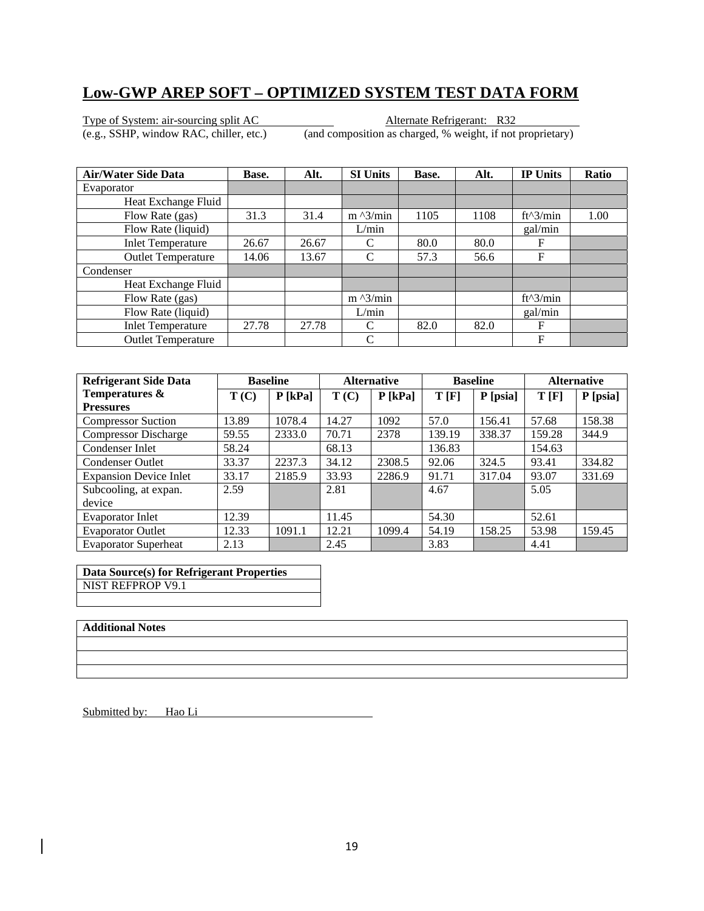# Low-GWP AREP SOFT – OPTIMIZED SYSTEM TEST DATA FORM

Type of System: air-sourcing split AC  
(e.g., SSHP, window RAC, chiller, etc.)

Alternate Refrigerant: R32  
(and composition as charged, % weight, if not proprietary)

| Air/Water Side Data | Base. | Alt. | SI Units | Base. | Alt. | IP Units | Ratio |
|---|---|---|---|---|---|---|---|
| Evaporator | | | | | | | |
| Heat Exchange Fluid | | | | | | | |
| Flow Rate (gas) | 31.3 | 31.4 | m ^3/min | 1105 | 1108 | ft^3/min | 1.00 |
| Flow Rate (liquid) | | | L/min | | | gal/min | |
| Inlet Temperature | 26.67 | 26.67 | C | 80.0 | 80.0 | F | |
| Outlet Temperature | 14.06 | 13.67 | C | 57.3 | 56.6 | F | |
| Condenser | | | | | | | |
| Heat Exchange Fluid | | | | | | | |
| Flow Rate (gas) | | | m ^3/min | | | ft^3/min | |
| Flow Rate (liquid) | | | L/min | | | gal/min | |
| Inlet Temperature | 27.78 | 27.78 | C | 82.0 | 82.0 | F | |
| Outlet Temperature | | | C | | | F | |

| Refrigerant Side Data | Baseline | | Alternative | | Baseline | | Alternative | |
|---|---|---|---|---|---|---|---|---|
| Temperatures & Pressures | T (C) | P [kPa] | T (C) | P [kPa] | T [F] | P [psia] | T [F] | P [psia] |
| Compressor Suction | 13.89 | 1078.4 | 14.27 | 1092 | 57.0 | 156.41 | 57.68 | 158.38 |
| Compressor Discharge | 59.55 | 2333.0 | 70.71 | 2378 | 139.19 | 338.37 | 159.28 | 344.9 |
| Condenser Inlet | 58.24 | | 68.13 | | 136.83 | | 154.63 | |
| Condenser Outlet | 33.37 | 2237.3 | 34.12 | 2308.5 | 92.06 | 324.5 | 93.41 | 334.82 |
| Expansion Device Inlet | 33.17 | 2185.9 | 33.93 | 2286.9 | 91.71 | 317.04 | 93.07 | 331.69 |
| Subcooling, at expan. device | 2.59 | | 2.81 | | 4.67 | | 5.05 | |
| Evaporator Inlet | 12.39 | | 11.45 | | 54.30 | | 52.61 | |
| Evaporator Outlet | 12.33 | 1091.1 | 12.21 | 1099.4 | 54.19 | 158.25 | 53.98 | 159.45 |
| Evaporator Superheat | 2.13 | | 2.45 | | 3.83 | | 4.41 | |

| Data Source(s) for Refrigerant Properties |
|---|
| NIST REFPROP V9.1 |
| |

| Additional Notes |
|---|
| |
| |
| |

Submitted by: Hao Li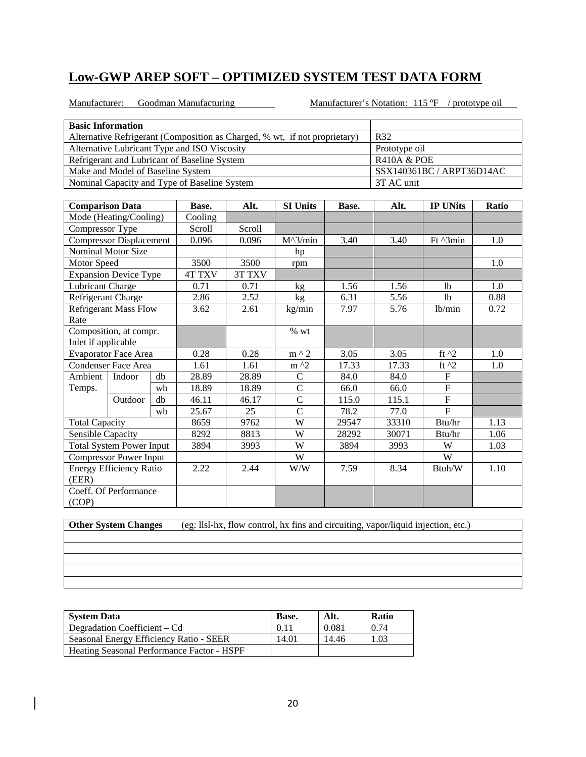## Low-GWP AREP SOFT – OPTIMIZED SYSTEM TEST DATA FORM

Manufacturer: Goodman Manufacturing Manufacturer's Notation: 115 ºF / prototype oil

| Basic Information | |
|---|---|
| Alternative Refrigerant (Composition as Charged, % wt, if not proprietary) | R32 |
| Alternative Lubricant Type and ISO Viscosity | Prototype oil |
| Refrigerant and Lubricant of Baseline System | R410A & POE |
| Make and Model of Baseline System | SSX140361BC / ARPT36D14AC |
| Nominal Capacity and Type of Baseline System | 3T AC unit |

| Comparison Data | | | Base. | Alt. | SI Units | Base. | Alt. | IP UNits | Ratio |
|---|---|---|---|---|---|---|---|---|---|
| Mode (Heating/Cooling) | | | Cooling | | | | | | |
| Compressor Type | | | Scroll | Scroll | | | | | |
| Compressor Displacement | | | 0.096 | 0.096 | M^3/min | 3.40 | 3.40 | Ft ^3min | 1.0 |
| Nominal Motor Size | | | | | hp | | | | |
| Motor Speed | | | 3500 | 3500 | rpm | | | | 1.0 |
| Expansion Device Type | | | 4T TXV | 3T TXV | | | | | |
| Lubricant Charge | | | 0.71 | 0.71 | kg | 1.56 | 1.56 | lb | 1.0 |
| Refrigerant Charge | | | 2.86 | 2.52 | kg | 6.31 | 5.56 | lb | 0.88 |
| Refrigerant Mass Flow Rate | | | 3.62 | 2.61 | kg/min | 7.97 | 5.76 | lb/min | 0.72 |
| Composition, at compr. Inlet if applicable | | | | | % wt | | | | |
| Evaporator Face Area | | | 0.28 | 0.28 | m ^ 2 | 3.05 | 3.05 | ft ^2 | 1.0 |
| Condenser Face Area | | | 1.61 | 1.61 | m ^2 | 17.33 | 17.33 | ft ^2 | 1.0 |
| Ambient Temps. | Indoor | db | 28.89 | 28.89 | C | 84.0 | 84.0 | F | |
| | | wb | 18.89 | 18.89 | C | 66.0 | 66.0 | F | |
| | Outdoor | db | 46.11 | 46.17 | C | 115.0 | 115.1 | F | |
| | | wb | 25.67 | 25 | C | 78.2 | 77.0 | F | |
| Total Capacity | | | 8659 | 9762 | W | 29547 | 33310 | Btu/hr | 1.13 |
| Sensible Capacity | | | 8292 | 8813 | W | 28292 | 30071 | Btu/hr | 1.06 |
| Total System Power Input | | | 3894 | 3993 | W | 3894 | 3993 | W | 1.03 |
| Compressor Power Input | | | | | W | | | W | |
| Energy Efficiency Ratio (EER) | | | 2.22 | 2.44 | W/W | 7.59 | 8.34 | Btuh/W | 1.10 |
| Coeff. Of Performance (COP) | | | | | | | | | |

| Other System Changes (eg: llsl-hx, flow control, hx fins and circuiting, vapor/liquid injection, etc.) |
|---|
| |
| |
| |
| |
| |

| System Data | Base. | Alt. | Ratio |
|---|---|---|---|
| Degradation Coefficient – Cd | 0.11 | 0.081 | 0.74 |
| Seasonal Energy Efficiency Ratio - SEER | 14.01 | 14.46 | 1.03 |
| Heating Seasonal Performance Factor - HSPF | | | |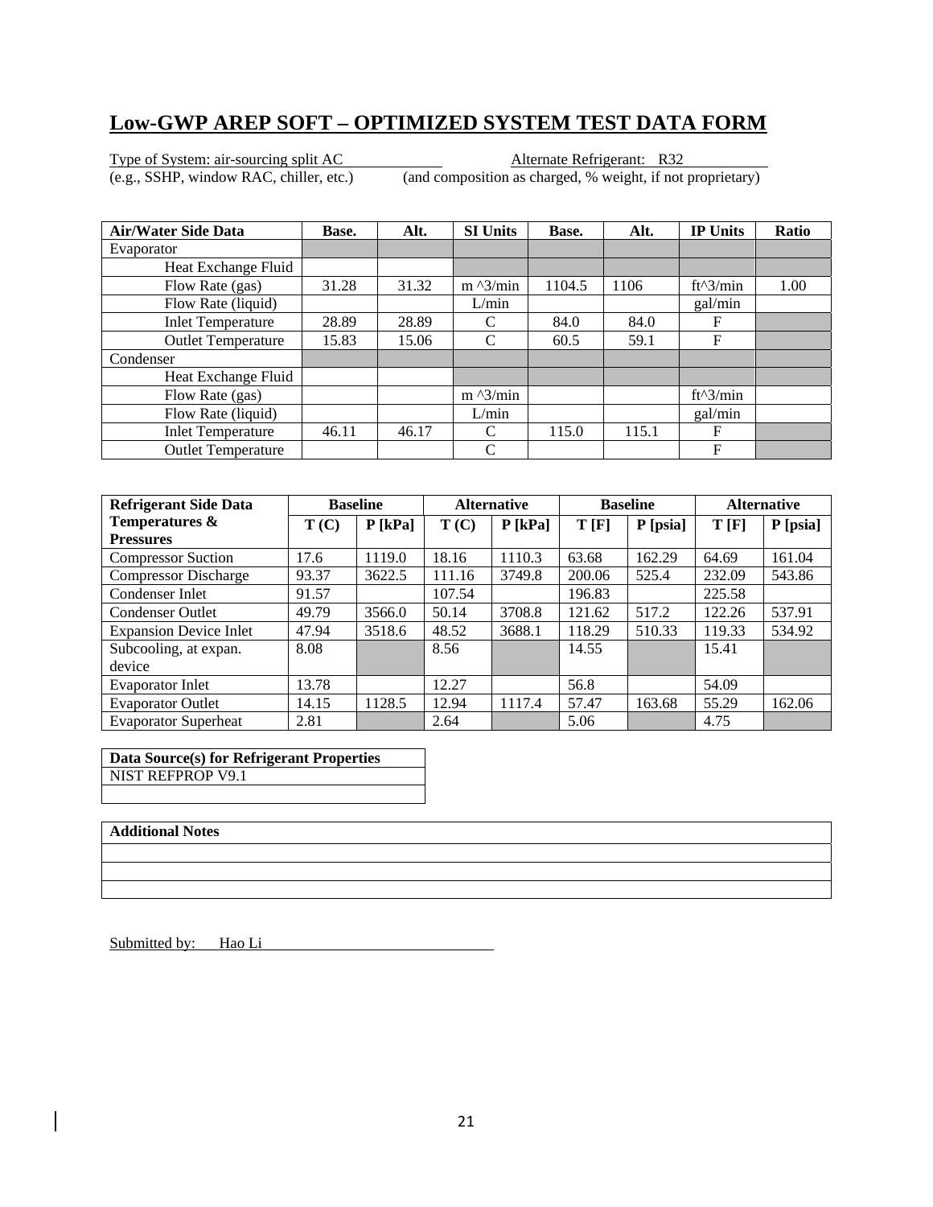# Low-GWP AREP SOFT – OPTIMIZED SYSTEM TEST DATA FORM

Type of System: air-sourcing split AC (e.g., SSHP, window RAC, chiller, etc.)

Alternate Refrigerant: R32 (and composition as charged, % weight, if not proprietary)

| Air/Water Side Data | Base. | Alt. | SI Units | Base. | Alt. | IP Units | Ratio |
|---|---|---|---|---|---|---|---|
| Evaporator | | | | | | | |
| Heat Exchange Fluid | | | | | | | |
| Flow Rate (gas) | 31.28 | 31.32 | m ^3/min | 1104.5 | 1106 | ft^3/min | 1.00 |
| Flow Rate (liquid) | | | L/min | | | gal/min | |
| Inlet Temperature | 28.89 | 28.89 | C | 84.0 | 84.0 | F | |
| Outlet Temperature | 15.83 | 15.06 | C | 60.5 | 59.1 | F | |
| Condenser | | | | | | | |
| Heat Exchange Fluid | | | | | | | |
| Flow Rate (gas) | | | m ^3/min | | | ft^3/min | |
| Flow Rate (liquid) | | | L/min | | | gal/min | |
| Inlet Temperature | 46.11 | 46.17 | C | 115.0 | 115.1 | F | |
| Outlet Temperature | | | C | | | F | |

| Refrigerant Side Data | Baseline | | Alternative | | Baseline | | Alternative | |
|---|---|---|---|---|---|---|---|---|
| Temperatures & Pressures | T (C) | P [kPa] | T (C) | P [kPa] | T [F] | P [psia] | T [F] | P [psia] |
| Compressor Suction | 17.6 | 1119.0 | 18.16 | 1110.3 | 63.68 | 162.29 | 64.69 | 161.04 |
| Compressor Discharge | 93.37 | 3622.5 | 111.16 | 3749.8 | 200.06 | 525.4 | 232.09 | 543.86 |
| Condenser Inlet | 91.57 | | 107.54 | | 196.83 | | 225.58 | |
| Condenser Outlet | 49.79 | 3566.0 | 50.14 | 3708.8 | 121.62 | 517.2 | 122.26 | 537.91 |
| Expansion Device Inlet | 47.94 | 3518.6 | 48.52 | 3688.1 | 118.29 | 510.33 | 119.33 | 534.92 |
| Subcooling, at expan. device | 8.08 | | 8.56 | | 14.55 | | 15.41 | |
| Evaporator Inlet | 13.78 | | 12.27 | | 56.8 | | 54.09 | |
| Evaporator Outlet | 14.15 | 1128.5 | 12.94 | 1117.4 | 57.47 | 163.68 | 55.29 | 162.06 |
| Evaporator Superheat | 2.81 | | 2.64 | | 5.06 | | 4.75 | |

| Data Source(s) for Refrigerant Properties |
|---|
| NIST REFPROP V9.1 |
| |

| Additional Notes |
|---|
| |
| |
| |

Submitted by: Hao Li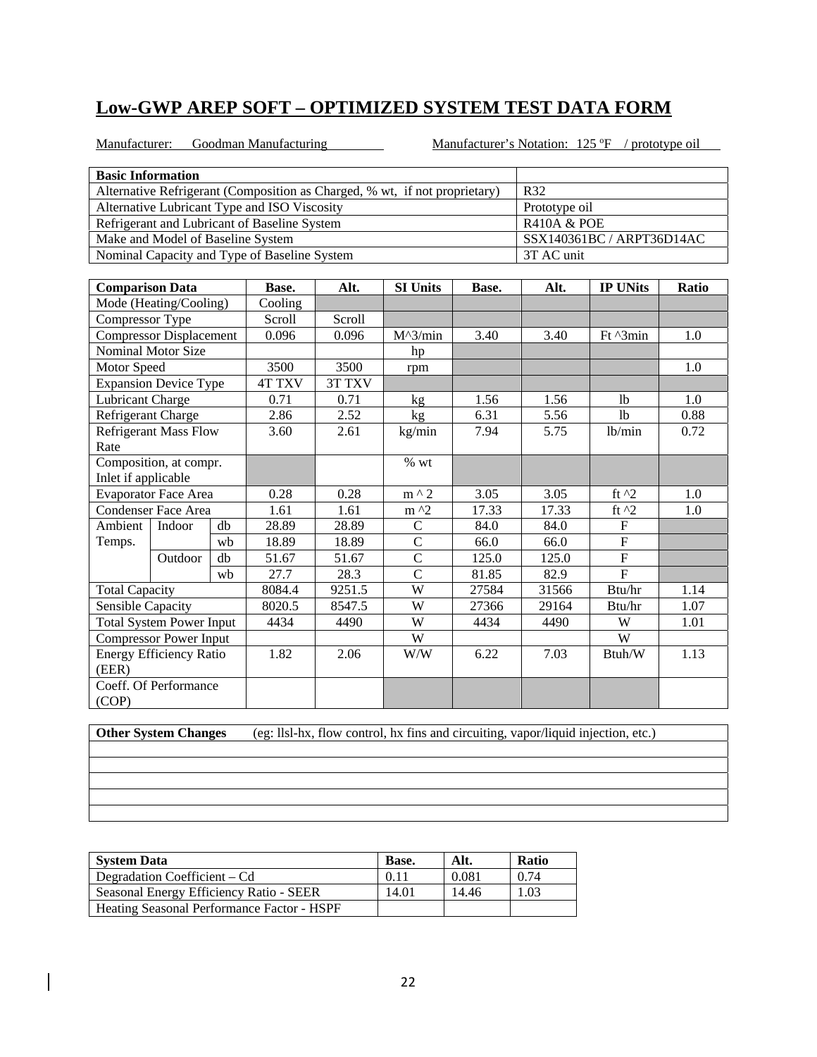## Low-GWP AREP SOFT – OPTIMIZED SYSTEM TEST DATA FORM

Manufacturer: Goodman Manufacturing Manufacturer's Notation: 125 ºF / prototype oil

| Basic Information | |
|---|---|
| Alternative Refrigerant (Composition as Charged, % wt, if not proprietary) | R32 |
| Alternative Lubricant Type and ISO Viscosity | Prototype oil |
| Refrigerant and Lubricant of Baseline System | R410A & POE |
| Make and Model of Baseline System | SSX140361BC / ARPT36D14AC |
| Nominal Capacity and Type of Baseline System | 3T AC unit |

| Comparison Data | | | Base. | Alt. | SI Units | Base. | Alt. | IP UNits | Ratio |
|---|---|---|---|---|---|---|---|---|---|
| Mode (Heating/Cooling) | | | Cooling | | | | | | |
| Compressor Type | | | Scroll | Scroll | | | | | |
| Compressor Displacement | | | 0.096 | 0.096 | M^3/min | 3.40 | 3.40 | Ft ^3min | 1.0 |
| Nominal Motor Size | | | | | hp | | | | |
| Motor Speed | | | 3500 | 3500 | rpm | | | | 1.0 |
| Expansion Device Type | | | 4T TXV | 3T TXV | | | | | |
| Lubricant Charge | | | 0.71 | 0.71 | kg | 1.56 | 1.56 | lb | 1.0 |
| Refrigerant Charge | | | 2.86 | 2.52 | kg | 6.31 | 5.56 | lb | 0.88 |
| Refrigerant Mass Flow Rate | | | 3.60 | 2.61 | kg/min | 7.94 | 5.75 | lb/min | 0.72 |
| Composition, at compr. Inlet if applicable | | | | | % wt | | | | |
| Evaporator Face Area | | | 0.28 | 0.28 | m ^ 2 | 3.05 | 3.05 | ft ^2 | 1.0 |
| Condenser Face Area | | | 1.61 | 1.61 | m ^2 | 17.33 | 17.33 | ft ^2 | 1.0 |
| Ambient Temps. | Indoor | db | 28.89 | 28.89 | C | 84.0 | 84.0 | F | |
| | | wb | 18.89 | 18.89 | C | 66.0 | 66.0 | F | |
| | Outdoor | db | 51.67 | 51.67 | C | 125.0 | 125.0 | F | |
| | | wb | 27.7 | 28.3 | C | 81.85 | 82.9 | F | |
| Total Capacity | | | 8084.4 | 9251.5 | W | 27584 | 31566 | Btu/hr | 1.14 |
| Sensible Capacity | | | 8020.5 | 8547.5 | W | 27366 | 29164 | Btu/hr | 1.07 |
| Total System Power Input | | | 4434 | 4490 | W | 4434 | 4490 | W | 1.01 |
| Compressor Power Input | | | | | W | | | W | |
| Energy Efficiency Ratio (EER) | | | 1.82 | 2.06 | W/W | 6.22 | 7.03 | Btuh/W | 1.13 |
| Coeff. Of Performance (COP) | | | | | | | | | |

| **Other System Changes** (eg: llsl-hx, flow control, hx fins and circuiting, vapor/liquid injection, etc.) |
|---|
| |
| |
| |
| |
| |

| System Data | Base. | Alt. | Ratio |
|---|---|---|---|
| Degradation Coefficient – Cd | 0.11 | 0.081 | 0.74 |
| Seasonal Energy Efficiency Ratio - SEER | 14.01 | 14.46 | 1.03 |
| Heating Seasonal Performance Factor - HSPF | | | |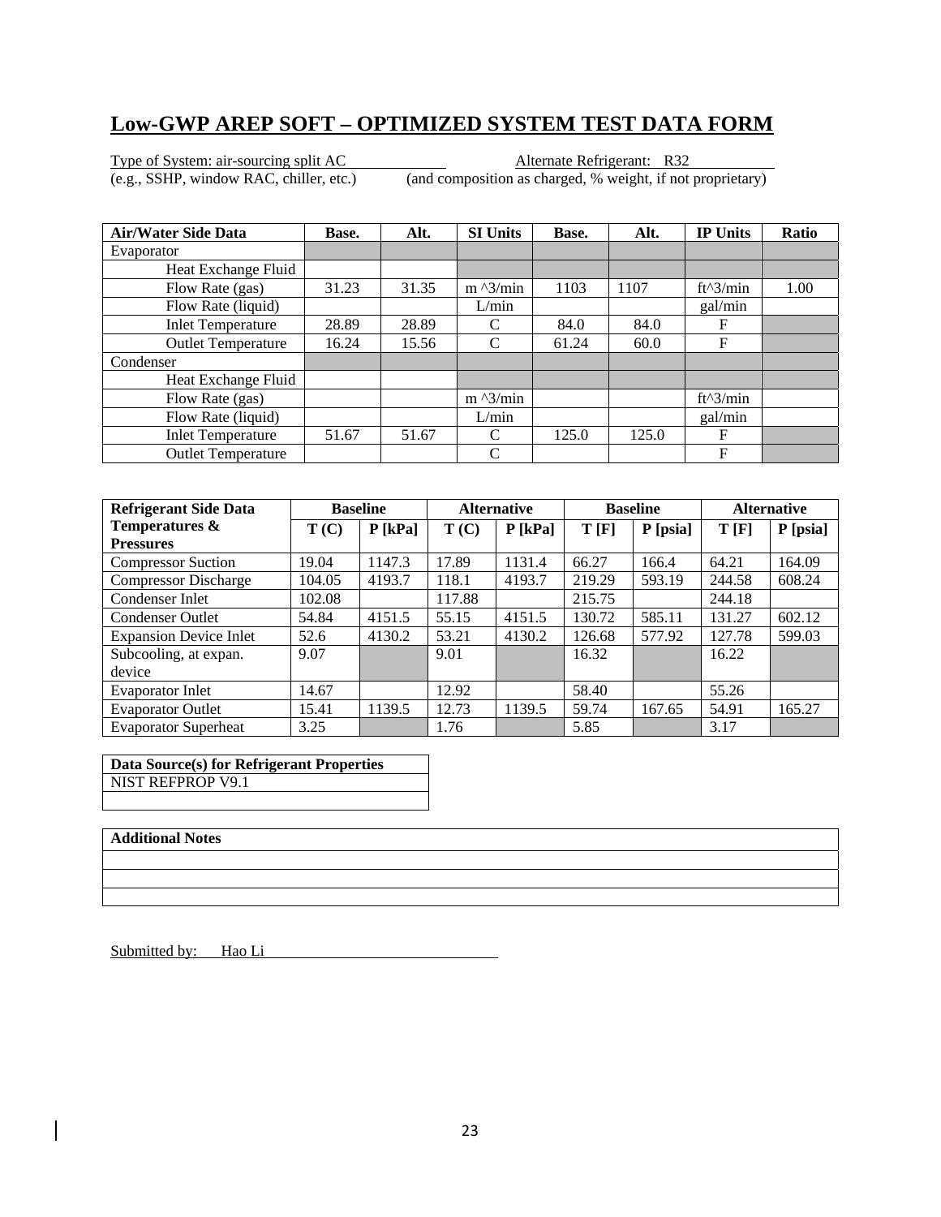# Low-GWP AREP SOFT – OPTIMIZED SYSTEM TEST DATA FORM

Type of System: air-sourcing split AC  
(e.g., SSHP, window RAC, chiller, etc.)

Alternate Refrigerant: R32  
(and composition as charged, % weight, if not proprietary)

| Air/Water Side Data | Base. | Alt. | SI Units | Base. | Alt. | IP Units | Ratio |
|---|---|---|---|---|---|---|---|
| Evaporator | | | | | | | |
| Heat Exchange Fluid | | | | | | | |
| Flow Rate (gas) | 31.23 | 31.35 | m ^3/min | 1103 | 1107 | ft^3/min | 1.00 |
| Flow Rate (liquid) | | | L/min | | | gal/min | |
| Inlet Temperature | 28.89 | 28.89 | C | 84.0 | 84.0 | F | |
| Outlet Temperature | 16.24 | 15.56 | C | 61.24 | 60.0 | F | |
| Condenser | | | | | | | |
| Heat Exchange Fluid | | | | | | | |
| Flow Rate (gas) | | | m ^3/min | | | ft^3/min | |
| Flow Rate (liquid) | | | L/min | | | gal/min | |
| Inlet Temperature | 51.67 | 51.67 | C | 125.0 | 125.0 | F | |
| Outlet Temperature | | | C | | | F | |

| Refrigerant Side Data | Baseline | | Alternative | | Baseline | | Alternative | |
|---|---|---|---|---|---|---|---|---|
| Temperatures & Pressures | T (C) | P [kPa] | T (C) | P [kPa] | T [F] | P [psia] | T [F] | P [psia] |
| Compressor Suction | 19.04 | 1147.3 | 17.89 | 1131.4 | 66.27 | 166.4 | 64.21 | 164.09 |
| Compressor Discharge | 104.05 | 4193.7 | 118.1 | 4193.7 | 219.29 | 593.19 | 244.58 | 608.24 |
| Condenser Inlet | 102.08 | | 117.88 | | 215.75 | | 244.18 | |
| Condenser Outlet | 54.84 | 4151.5 | 55.15 | 4151.5 | 130.72 | 585.11 | 131.27 | 602.12 |
| Expansion Device Inlet | 52.6 | 4130.2 | 53.21 | 4130.2 | 126.68 | 577.92 | 127.78 | 599.03 |
| Subcooling, at expan. device | 9.07 | | 9.01 | | 16.32 | | 16.22 | |
| Evaporator Inlet | 14.67 | | 12.92 | | 58.40 | | 55.26 | |
| Evaporator Outlet | 15.41 | 1139.5 | 12.73 | 1139.5 | 59.74 | 167.65 | 54.91 | 165.27 |
| Evaporator Superheat | 3.25 | | 1.76 | | 5.85 | | 3.17 | |

| Data Source(s) for Refrigerant Properties |
|---|
| NIST REFPROP V9.1 |
| |

| Additional Notes |
|---|
| |
| |
| |

Submitted by: Hao Li